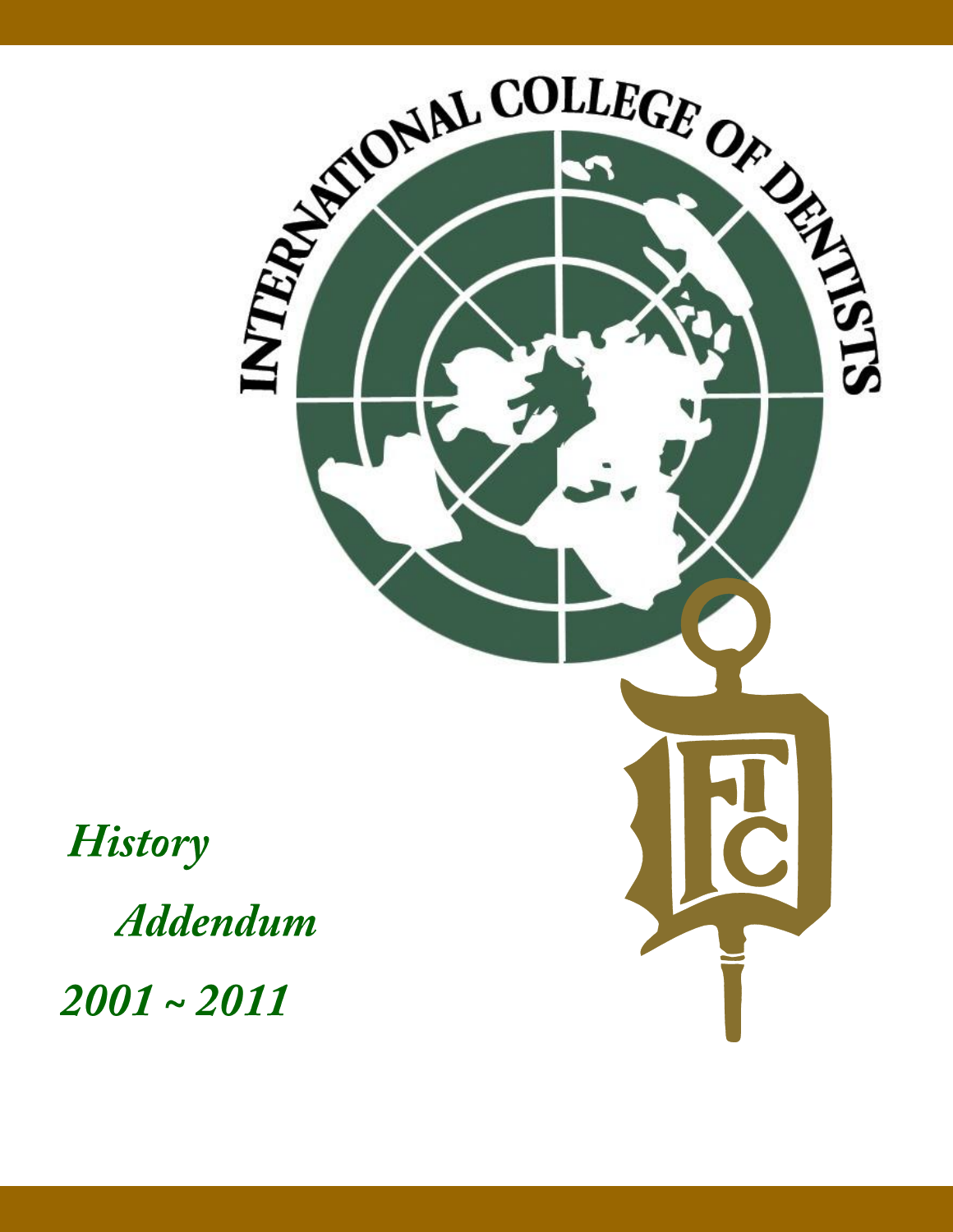INTERNATIONAL COLLEGE OF DENTISTS

*History*

*Addendum*

*2001 ~ 2011*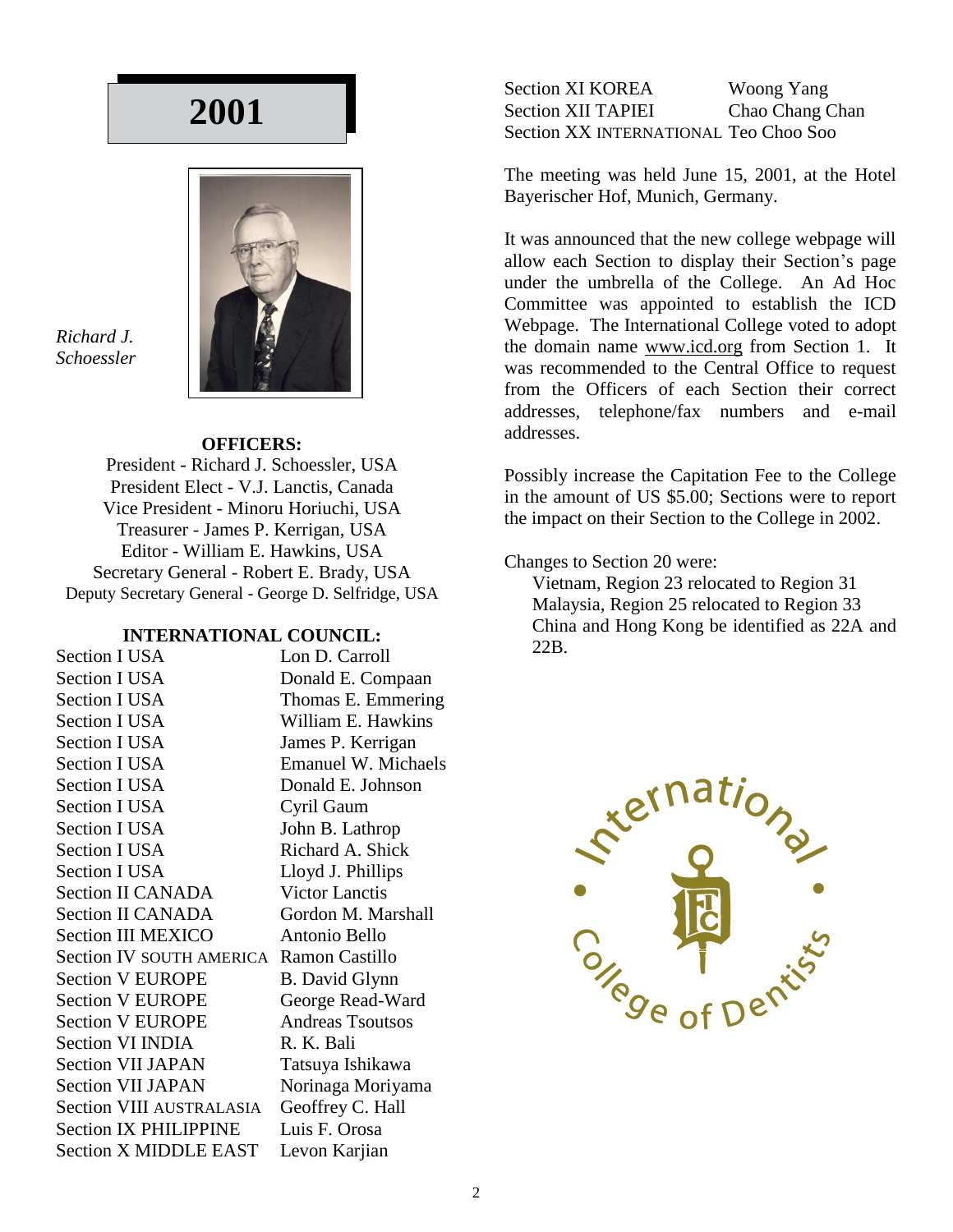# 2001

*Richard J. Schoessler*

**OFFICERS:**

President - Richard J. Schoessler, USA
President Elect - V.J. Lanctis, Canada
Vice President - Minoru Horiuchi, USA
Treasurer - James P. Kerrigan, USA
Editor - William E. Hawkins, USA
Secretary General - Robert E. Brady, USA
Deputy Secretary General - George D. Selfridge, USA

**INTERNATIONAL COUNCIL:**

| | |
|---|---|
| Section I USA | Lon D. Carroll |
| Section I USA | Donald E. Compaan |
| Section I USA | Thomas E. Emmering |
| Section I USA | William E. Hawkins |
| Section I USA | James P. Kerrigan |
| Section I USA | Emanuel W. Michaels |
| Section I USA | Donald E. Johnson |
| Section I USA | Cyril Gaum |
| Section I USA | John B. Lathrop |
| Section I USA | Richard A. Shick |
| Section I USA | Lloyd J. Phillips |
| Section II CANADA | Victor Lanctis |
| Section II CANADA | Gordon M. Marshall |
| Section III MEXICO | Antonio Bello |
| Section IV SOUTH AMERICA | Ramon Castillo |
| Section V EUROPE | B. David Glynn |
| Section V EUROPE | George Read-Ward |
| Section V EUROPE | Andreas Tsoutsos |
| Section VI INDIA | R. K. Bali |
| Section VII JAPAN | Tatsuya Ishikawa |
| Section VII JAPAN | Norinaga Moriyama |
| Section VIII AUSTRALASIA | Geoffrey C. Hall |
| Section IX PHILIPPINE | Luis F. Orosa |
| Section X MIDDLE EAST | Levon Karjian |
| Section XI KOREA | Woong Yang |
| Section XII TAPIEI | Chao Chang Chan |
| Section XX INTERNATIONAL | Teo Choo Soo |

The meeting was held June 15, 2001, at the Hotel Bayerischer Hof, Munich, Germany.

It was announced that the new college webpage will allow each Section to display their Section's page under the umbrella of the College. An Ad Hoc Committee was appointed to establish the ICD Webpage. The International College voted to adopt the domain name www.icd.org from Section 1. It was recommended to the Central Office to request from the Officers of each Section their correct addresses, telephone/fax numbers and e-mail addresses.

Possibly increase the Capitation Fee to the College in the amount of US $5.00; Sections were to report the impact on their Section to the College in 2002.

Changes to Section 20 were:

- Vietnam, Region 23 relocated to Region 31
- Malaysia, Region 25 relocated to Region 33
- China and Hong Kong be identified as 22A and 22B.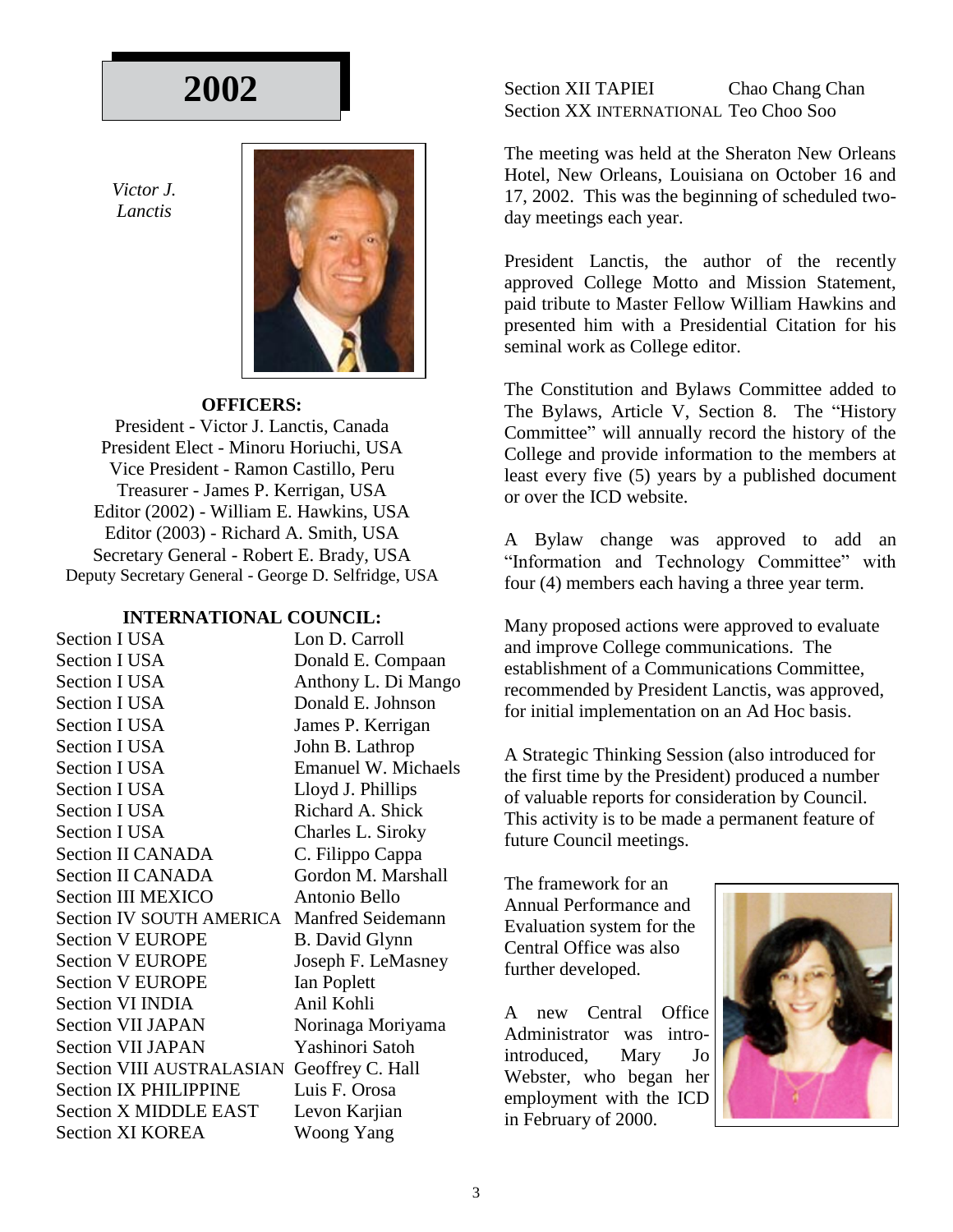# 2002

*Victor J. Lanctis*

**OFFICERS:**

President - Victor J. Lanctis, Canada
President Elect - Minoru Horiuchi, USA
Vice President - Ramon Castillo, Peru
Treasurer - James P. Kerrigan, USA
Editor (2002) - William E. Hawkins, USA
Editor (2003) - Richard A. Smith, USA
Secretary General - Robert E. Brady, USA
Deputy Secretary General - George D. Selfridge, USA

**INTERNATIONAL COUNCIL:**

| | |
|---|---|
| Section I USA | Lon D. Carroll |
| Section I USA | Donald E. Compaan |
| Section I USA | Anthony L. Di Mango |
| Section I USA | Donald E. Johnson |
| Section I USA | James P. Kerrigan |
| Section I USA | John B. Lathrop |
| Section I USA | Emanuel W. Michaels |
| Section I USA | Lloyd J. Phillips |
| Section I USA | Richard A. Shick |
| Section I USA | Charles L. Siroky |
| Section II CANADA | C. Filippo Cappa |
| Section II CANADA | Gordon M. Marshall |
| Section III MEXICO | Antonio Bello |
| Section IV SOUTH AMERICA | Manfred Seidemann |
| Section V EUROPE | B. David Glynn |
| Section V EUROPE | Joseph F. LeMasney |
| Section V EUROPE | Ian Poplett |
| Section VI INDIA | Anil Kohli |
| Section VII JAPAN | Norinaga Moriyama |
| Section VII JAPAN | Yashinori Satoh |
| Section VIII AUSTRALASIAN | Geoffrey C. Hall |
| Section IX PHILIPPINE | Luis F. Orosa |
| Section X MIDDLE EAST | Levon Karjian |
| Section XI KOREA | Woong Yang |
| Section XII TAPIEI | Chao Chang Chan |
| Section XX INTERNATIONAL | Teo Choo Soo |

The meeting was held at the Sheraton New Orleans Hotel, New Orleans, Louisiana on October 16 and 17, 2002. This was the beginning of scheduled two-day meetings each year.

President Lanctis, the author of the recently approved College Motto and Mission Statement, paid tribute to Master Fellow William Hawkins and presented him with a Presidential Citation for his seminal work as College editor.

The Constitution and Bylaws Committee added to The Bylaws, Article V, Section 8. The "History Committee" will annually record the history of the College and provide information to the members at least every five (5) years by a published document or over the ICD website.

A Bylaw change was approved to add an "Information and Technology Committee" with four (4) members each having a three year term.

Many proposed actions were approved to evaluate and improve College communications. The establishment of a Communications Committee, recommended by President Lanctis, was approved, for initial implementation on an Ad Hoc basis.

A Strategic Thinking Session (also introduced for the first time by the President) produced a number of valuable reports for consideration by Council. This activity is to be made a permanent feature of future Council meetings.

The framework for an Annual Performance and Evaluation system for the Central Office was also further developed.

A new Central Office Administrator was intro-introduced, Mary Jo Webster, who began her employment with the ICD in February of 2000.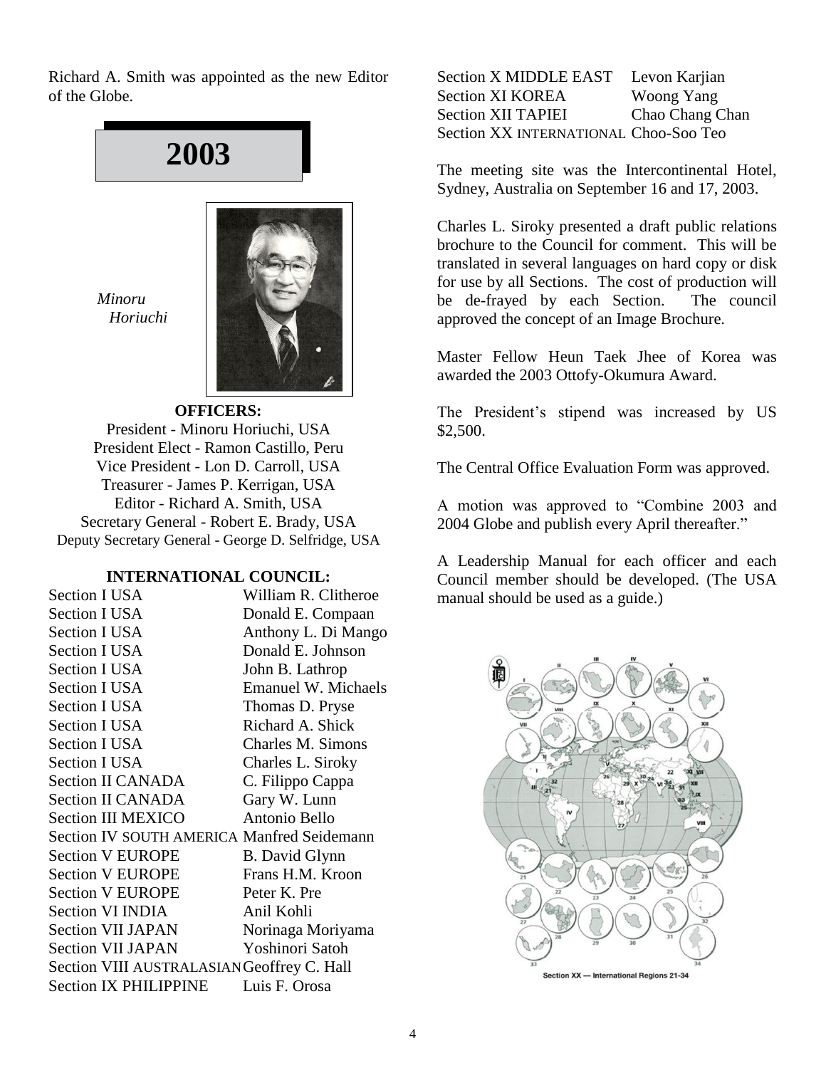Richard A. Smith was appointed as the new Editor of the Globe.

# 2003

*Minoru Horiuchi*

**OFFICERS:**

President - Minoru Horiuchi, USA
President Elect - Ramon Castillo, Peru
Vice President - Lon D. Carroll, USA
Treasurer - James P. Kerrigan, USA
Editor - Richard A. Smith, USA
Secretary General - Robert E. Brady, USA
Deputy Secretary General - George D. Selfridge, USA

**INTERNATIONAL COUNCIL:**

| Section | Member |
|---|---|
| Section I USA | William R. Clitheroe |
| Section I USA | Donald E. Compaan |
| Section I USA | Anthony L. Di Mango |
| Section I USA | Donald E. Johnson |
| Section I USA | John B. Lathrop |
| Section I USA | Emanuel W. Michaels |
| Section I USA | Thomas D. Pryse |
| Section I USA | Richard A. Shick |
| Section I USA | Charles M. Simons |
| Section I USA | Charles L. Siroky |
| Section II CANADA | C. Filippo Cappa |
| Section II CANADA | Gary W. Lunn |
| Section III MEXICO | Antonio Bello |
| Section IV SOUTH AMERICA | Manfred Seidemann |
| Section V EUROPE | B. David Glynn |
| Section V EUROPE | Frans H.M. Kroon |
| Section V EUROPE | Peter K. Pre |
| Section VI INDIA | Anil Kohli |
| Section VII JAPAN | Norinaga Moriyama |
| Section VII JAPAN | Yoshinori Satoh |
| Section VIII AUSTRALASIAN | Geoffrey C. Hall |
| Section IX PHILIPPINE | Luis F. Orosa |
| Section X MIDDLE EAST | Levon Karjian |
| Section XI KOREA | Woong Yang |
| Section XII TAPIEI | Chao Chang Chan |
| Section XX INTERNATIONAL | Choo-Soo Teo |

The meeting site was the Intercontinental Hotel, Sydney, Australia on September 16 and 17, 2003.

Charles L. Siroky presented a draft public relations brochure to the Council for comment. This will be translated in several languages on hard copy or disk for use by all Sections. The cost of production will be de-frayed by each Section. The council approved the concept of an Image Brochure.

Master Fellow Heun Taek Jhee of Korea was awarded the 2003 Ottofy-Okumura Award.

The President's stipend was increased by US $2,500.

The Central Office Evaluation Form was approved.

A motion was approved to "Combine 2003 and 2004 Globe and publish every April thereafter."

A Leadership Manual for each officer and each Council member should be developed. (The USA manual should be used as a guide.)

Section XX — International Regions 21-34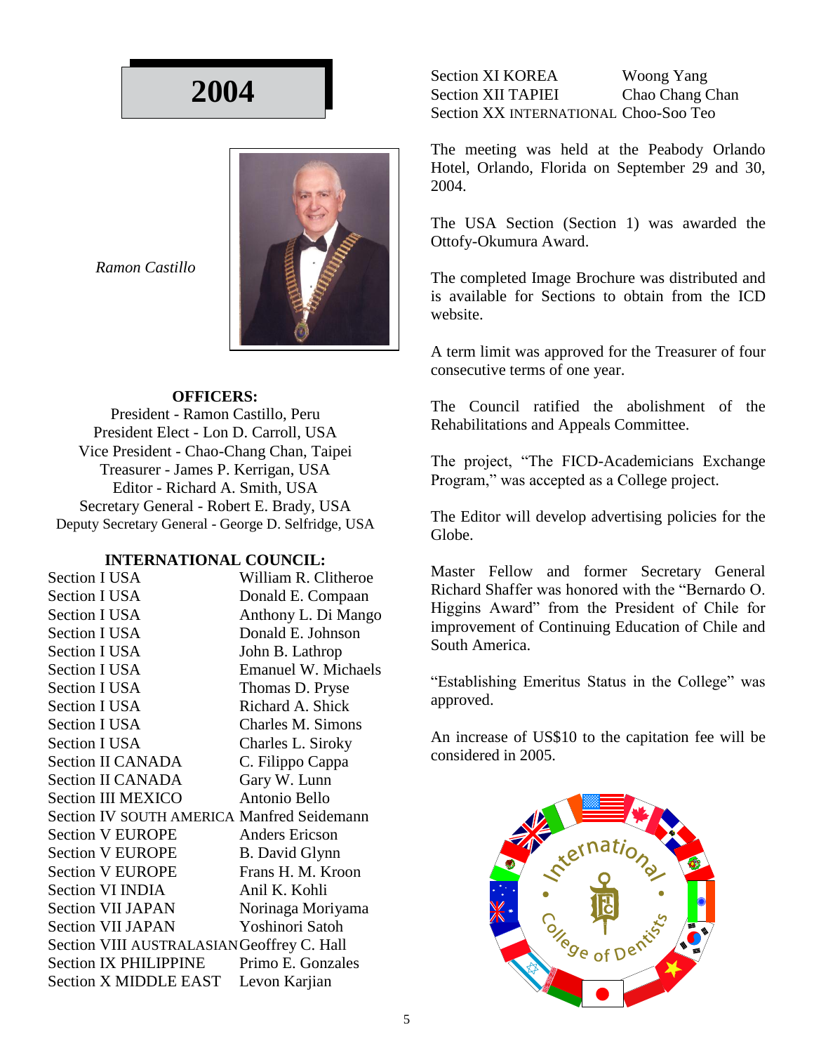# 2004

*Ramon Castillo*

**OFFICERS:**

President - Ramon Castillo, Peru
President Elect - Lon D. Carroll, USA
Vice President - Chao-Chang Chan, Taipei
Treasurer - James P. Kerrigan, USA
Editor - Richard A. Smith, USA
Secretary General - Robert E. Brady, USA
Deputy Secretary General - George D. Selfridge, USA

**INTERNATIONAL COUNCIL:**

| | |
|---|---|
| Section I USA | William R. Clitheroe |
| Section I USA | Donald E. Compaan |
| Section I USA | Anthony L. Di Mango |
| Section I USA | Donald E. Johnson |
| Section I USA | John B. Lathrop |
| Section I USA | Emanuel W. Michaels |
| Section I USA | Thomas D. Pryse |
| Section I USA | Richard A. Shick |
| Section I USA | Charles M. Simons |
| Section I USA | Charles L. Siroky |
| Section II CANADA | C. Filippo Cappa |
| Section II CANADA | Gary W. Lunn |
| Section III MEXICO | Antonio Bello |
| Section IV SOUTH AMERICA | Manfred Seidemann |
| Section V EUROPE | Anders Ericson |
| Section V EUROPE | B. David Glynn |
| Section V EUROPE | Frans H. M. Kroon |
| Section VI INDIA | Anil K. Kohli |
| Section VII JAPAN | Norinaga Moriyama |
| Section VII JAPAN | Yoshinori Satoh |
| Section VIII AUSTRALASIAN | Geoffrey C. Hall |
| Section IX PHILIPPINE | Primo E. Gonzales |
| Section X MIDDLE EAST | Levon Karjian |
| Section XI KOREA | Woong Yang |
| Section XII TAPIEI | Chao Chang Chan |
| Section XX INTERNATIONAL | Choo-Soo Teo |

The meeting was held at the Peabody Orlando Hotel, Orlando, Florida on September 29 and 30, 2004.

The USA Section (Section 1) was awarded the Ottofy-Okumura Award.

The completed Image Brochure was distributed and is available for Sections to obtain from the ICD website.

A term limit was approved for the Treasurer of four consecutive terms of one year.

The Council ratified the abolishment of the Rehabilitations and Appeals Committee.

The project, "The FICD-Academicians Exchange Program," was accepted as a College project.

The Editor will develop advertising policies for the Globe.

Master Fellow and former Secretary General Richard Shaffer was honored with the "Bernardo O. Higgins Award" from the President of Chile for improvement of Continuing Education of Chile and South America.

"Establishing Emeritus Status in the College" was approved.

An increase of US$10 to the capitation fee will be considered in 2005.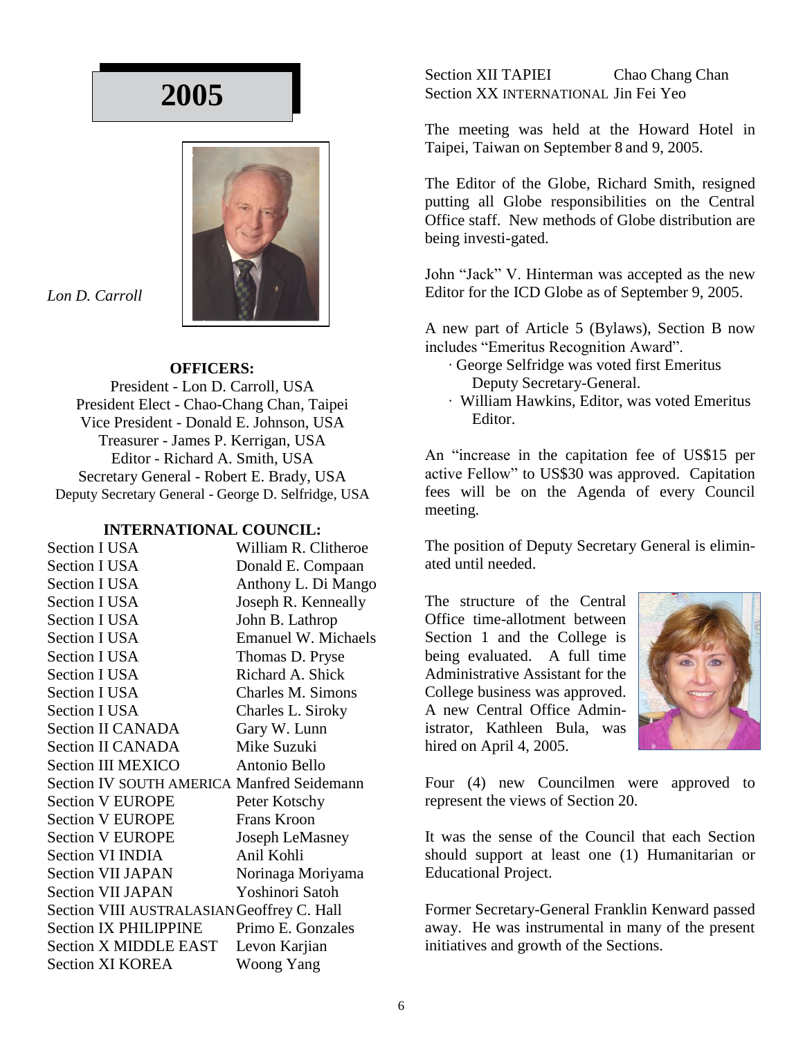# 2005

*Lon D. Carroll*

**OFFICERS:**

President - Lon D. Carroll, USA
President Elect - Chao-Chang Chan, Taipei
Vice President - Donald E. Johnson, USA
Treasurer - James P. Kerrigan, USA
Editor - Richard A. Smith, USA
Secretary General - Robert E. Brady, USA
Deputy Secretary General - George D. Selfridge, USA

**INTERNATIONAL COUNCIL:**

| | |
|---|---|
| Section I USA | William R. Clitheroe |
| Section I USA | Donald E. Compaan |
| Section I USA | Anthony L. Di Mango |
| Section I USA | Joseph R. Kenneally |
| Section I USA | John B. Lathrop |
| Section I USA | Emanuel W. Michaels |
| Section I USA | Thomas D. Pryse |
| Section I USA | Richard A. Shick |
| Section I USA | Charles M. Simons |
| Section I USA | Charles L. Siroky |
| Section II CANADA | Gary W. Lunn |
| Section II CANADA | Mike Suzuki |
| Section III MEXICO | Antonio Bello |
| Section IV SOUTH AMERICA | Manfred Seidemann |
| Section V EUROPE | Peter Kotschy |
| Section V EUROPE | Frans Kroon |
| Section V EUROPE | Joseph LeMasney |
| Section VI INDIA | Anil Kohli |
| Section VII JAPAN | Norinaga Moriyama |
| Section VII JAPAN | Yoshinori Satoh |
| Section VIII AUSTRALASIAN | Geoffrey C. Hall |
| Section IX PHILIPPINE | Primo E. Gonzales |
| Section X MIDDLE EAST | Levon Karjian |
| Section XI KOREA | Woong Yang |
| Section XII TAPIEI | Chao Chang Chan |
| Section XX INTERNATIONAL | Jin Fei Yeo |

The meeting was held at the Howard Hotel in Taipei, Taiwan on September 8 and 9, 2005.

The Editor of the Globe, Richard Smith, resigned putting all Globe responsibilities on the Central Office staff. New methods of Globe distribution are being investi-gated.

John "Jack" V. Hinterman was accepted as the new Editor for the ICD Globe as of September 9, 2005.

A new part of Article 5 (Bylaws), Section B now includes "Emeritus Recognition Award".

- George Selfridge was voted first Emeritus Deputy Secretary-General.
- William Hawkins, Editor, was voted Emeritus Editor.

An "increase in the capitation fee of US$15 per active Fellow" to US$30 was approved. Capitation fees will be on the Agenda of every Council meeting.

The position of Deputy Secretary General is eliminated until needed.

The structure of the Central Office time-allotment between Section 1 and the College is being evaluated. A full time Administrative Assistant for the College business was approved. A new Central Office Administrator, Kathleen Bula, was hired on April 4, 2005.

Four (4) new Councilmen were approved to represent the views of Section 20.

It was the sense of the Council that each Section should support at least one (1) Humanitarian or Educational Project.

Former Secretary-General Franklin Kenward passed away. He was instrumental in many of the present initiatives and growth of the Sections.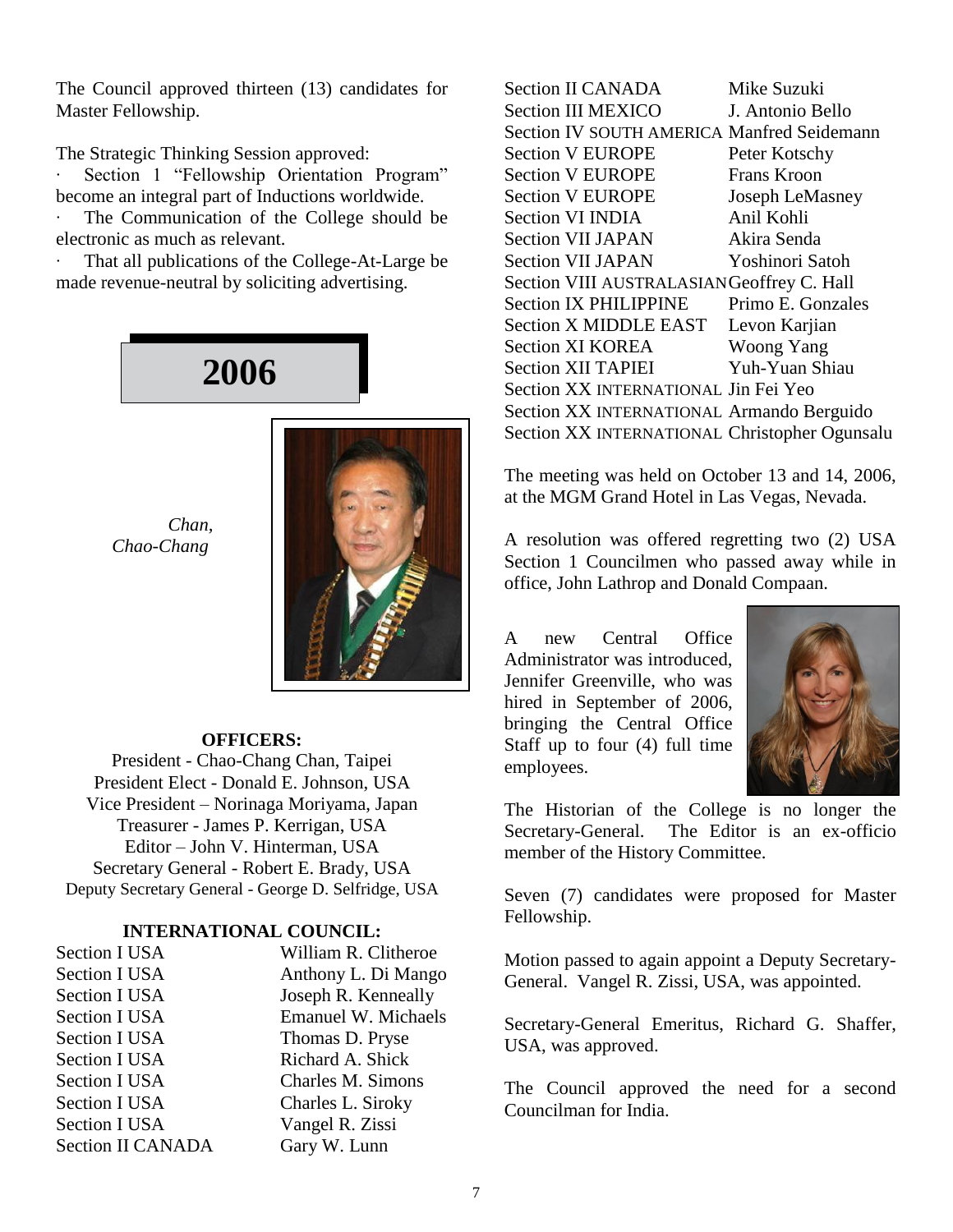The Council approved thirteen (13) candidates for Master Fellowship.

The Strategic Thinking Session approved:

- Section 1 "Fellowship Orientation Program" become an integral part of Inductions worldwide.
- The Communication of the College should be electronic as much as relevant.
- That all publications of the College-At-Large be made revenue-neutral by soliciting advertising.

# 2006

*Chan, Chao-Chang*

**OFFICERS:**

President - Chao-Chang Chan, Taipei
President Elect - Donald E. Johnson, USA
Vice President – Norinaga Moriyama, Japan
Treasurer - James P. Kerrigan, USA
Editor – John V. Hinterman, USA
Secretary General - Robert E. Brady, USA
Deputy Secretary General - George D. Selfridge, USA

**INTERNATIONAL COUNCIL:**

| Section | Name |
|---|---|
| Section I USA | William R. Clitheroe |
| Section I USA | Anthony L. Di Mango |
| Section I USA | Joseph R. Kenneally |
| Section I USA | Emanuel W. Michaels |
| Section I USA | Thomas D. Pryse |
| Section I USA | Richard A. Shick |
| Section I USA | Charles M. Simons |
| Section I USA | Charles L. Siroky |
| Section I USA | Vangel R. Zissi |
| Section II CANADA | Gary W. Lunn |
| Section II CANADA | Mike Suzuki |
| Section III MEXICO | J. Antonio Bello |
| Section IV SOUTH AMERICA | Manfred Seidemann |
| Section V EUROPE | Peter Kotschy |
| Section V EUROPE | Frans Kroon |
| Section V EUROPE | Joseph LeMasney |
| Section VI INDIA | Anil Kohli |
| Section VII JAPAN | Akira Senda |
| Section VII JAPAN | Yoshinori Satoh |
| Section VIII AUSTRALASIAN | Geoffrey C. Hall |
| Section IX PHILIPPINE | Primo E. Gonzales |
| Section X MIDDLE EAST | Levon Karjian |
| Section XI KOREA | Woong Yang |
| Section XII TAPIEI | Yuh-Yuan Shiau |
| Section XX INTERNATIONAL | Jin Fei Yeo |
| Section XX INTERNATIONAL | Armando Berguido |
| Section XX INTERNATIONAL | Christopher Ogunsalu |

The meeting was held on October 13 and 14, 2006, at the MGM Grand Hotel in Las Vegas, Nevada.

A resolution was offered regretting two (2) USA Section 1 Councilmen who passed away while in office, John Lathrop and Donald Compaan.

A new Central Office Administrator was introduced, Jennifer Greenville, who was hired in September of 2006, bringing the Central Office Staff up to four (4) full time employees.

The Historian of the College is no longer the Secretary-General. The Editor is an ex-officio member of the History Committee.

Seven (7) candidates were proposed for Master Fellowship.

Motion passed to again appoint a Deputy Secretary-General. Vangel R. Zissi, USA, was appointed.

Secretary-General Emeritus, Richard G. Shaffer, USA, was approved.

The Council approved the need for a second Councilman for India.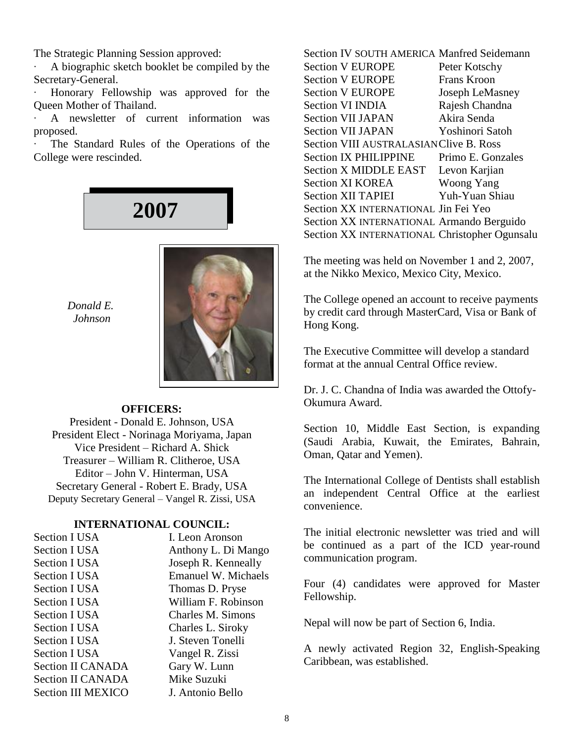The Strategic Planning Session approved:

- A biographic sketch booklet be compiled by the Secretary-General.
- Honorary Fellowship was approved for the Queen Mother of Thailand.
- A newsletter of current information was proposed.
- The Standard Rules of the Operations of the College were rescinded.

# 2007

*Donald E. Johnson*

**OFFICERS:**

President - Donald E. Johnson, USA
President Elect - Norinaga Moriyama, Japan
Vice President – Richard A. Shick
Treasurer – William R. Clitheroe, USA
Editor – John V. Hinterman, USA
Secretary General - Robert E. Brady, USA
Deputy Secretary General – Vangel R. Zissi, USA

**INTERNATIONAL COUNCIL:**

| | |
|---|---|
| Section I USA | I. Leon Aronson |
| Section I USA | Anthony L. Di Mango |
| Section I USA | Joseph R. Kenneally |
| Section I USA | Emanuel W. Michaels |
| Section I USA | Thomas D. Pryse |
| Section I USA | William F. Robinson |
| Section I USA | Charles M. Simons |
| Section I USA | Charles L. Siroky |
| Section I USA | J. Steven Tonelli |
| Section I USA | Vangel R. Zissi |
| Section II CANADA | Gary W. Lunn |
| Section II CANADA | Mike Suzuki |
| Section III MEXICO | J. Antonio Bello |
| Section IV SOUTH AMERICA | Manfred Seidemann |
| Section V EUROPE | Peter Kotschy |
| Section V EUROPE | Frans Kroon |
| Section V EUROPE | Joseph LeMasney |
| Section VI INDIA | Rajesh Chandna |
| Section VII JAPAN | Akira Senda |
| Section VII JAPAN | Yoshinori Satoh |
| Section VIII AUSTRALASIAN | Clive B. Ross |
| Section IX PHILIPPINE | Primo E. Gonzales |
| Section X MIDDLE EAST | Levon Karjian |
| Section XI KOREA | Woong Yang |
| Section XII TAPIEI | Yuh-Yuan Shiau |
| Section XX INTERNATIONAL | Jin Fei Yeo |
| Section XX INTERNATIONAL | Armando Berguido |
| Section XX INTERNATIONAL | Christopher Ogunsalu |

The meeting was held on November 1 and 2, 2007, at the Nikko Mexico, Mexico City, Mexico.

The College opened an account to receive payments by credit card through MasterCard, Visa or Bank of Hong Kong.

The Executive Committee will develop a standard format at the annual Central Office review.

Dr. J. C. Chandna of India was awarded the Ottofy-Okumura Award.

Section 10, Middle East Section, is expanding (Saudi Arabia, Kuwait, the Emirates, Bahrain, Oman, Qatar and Yemen).

The International College of Dentists shall establish an independent Central Office at the earliest convenience.

The initial electronic newsletter was tried and will be continued as a part of the ICD year-round communication program.

Four (4) candidates were approved for Master Fellowship.

Nepal will now be part of Section 6, India.

A newly activated Region 32, English-Speaking Caribbean, was established.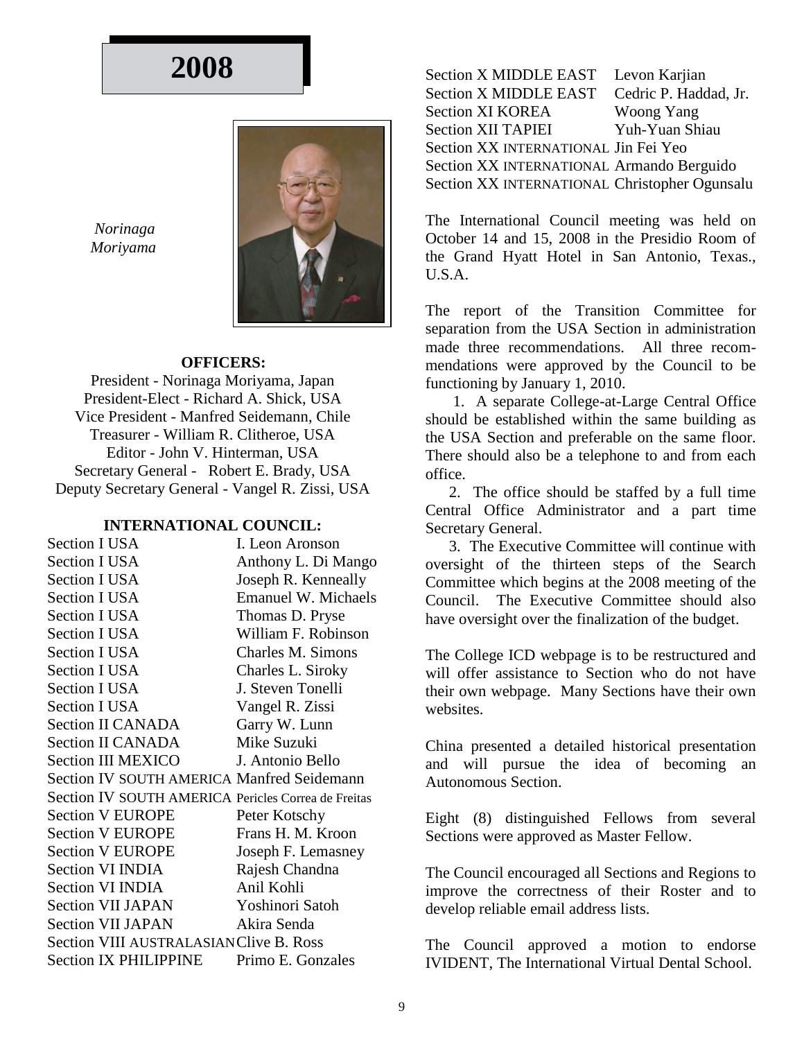# 2008

*Norinaga Moriyama*

**OFFICERS:**

President - Norinaga Moriyama, Japan
President-Elect - Richard A. Shick, USA
Vice President - Manfred Seidemann, Chile
Treasurer - William R. Clitheroe, USA
Editor - John V. Hinterman, USA
Secretary General - Robert E. Brady, USA
Deputy Secretary General - Vangel R. Zissi, USA

**INTERNATIONAL COUNCIL:**

| Section | Name |
|---|---|
| Section I USA | I. Leon Aronson |
| Section I USA | Anthony L. Di Mango |
| Section I USA | Joseph R. Kenneally |
| Section I USA | Emanuel W. Michaels |
| Section I USA | Thomas D. Pryse |
| Section I USA | William F. Robinson |
| Section I USA | Charles M. Simons |
| Section I USA | Charles L. Siroky |
| Section I USA | J. Steven Tonelli |
| Section I USA | Vangel R. Zissi |
| Section II CANADA | Garry W. Lunn |
| Section II CANADA | Mike Suzuki |
| Section III MEXICO | J. Antonio Bello |
| Section IV SOUTH AMERICA | Manfred Seidemann |
| Section IV SOUTH AMERICA | Pericles Correa de Freitas |
| Section V EUROPE | Peter Kotschy |
| Section V EUROPE | Frans H. M. Kroon |
| Section V EUROPE | Joseph F. Lemasney |
| Section VI INDIA | Rajesh Chandna |
| Section VI INDIA | Anil Kohli |
| Section VII JAPAN | Yoshinori Satoh |
| Section VII JAPAN | Akira Senda |
| Section VIII AUSTRALASIAN | Clive B. Ross |
| Section IX PHILIPPINE | Primo E. Gonzales |
| Section X MIDDLE EAST | Levon Karjian |
| Section X MIDDLE EAST | Cedric P. Haddad, Jr. |
| Section XI KOREA | Woong Yang |
| Section XII TAPIEI | Yuh-Yuan Shiau |
| Section XX INTERNATIONAL | Jin Fei Yeo |
| Section XX INTERNATIONAL | Armando Berguido |
| Section XX INTERNATIONAL | Christopher Ogunsalu |

The International Council meeting was held on October 14 and 15, 2008 in the Presidio Room of the Grand Hyatt Hotel in San Antonio, Texas., U.S.A.

The report of the Transition Committee for separation from the USA Section in administration made three recommendations. All three recommendations were approved by the Council to be functioning by January 1, 2010.

1. A separate College-at-Large Central Office should be established within the same building as the USA Section and preferable on the same floor. There should also be a telephone to and from each office.
2. The office should be staffed by a full time Central Office Administrator and a part time Secretary General.
3. The Executive Committee will continue with oversight of the thirteen steps of the Search Committee which begins at the 2008 meeting of the Council. The Executive Committee should also have oversight over the finalization of the budget.

The College ICD webpage is to be restructured and will offer assistance to Section who do not have their own webpage. Many Sections have their own websites.

China presented a detailed historical presentation and will pursue the idea of becoming an Autonomous Section.

Eight (8) distinguished Fellows from several Sections were approved as Master Fellow.

The Council encouraged all Sections and Regions to improve the correctness of their Roster and to develop reliable email address lists.

The Council approved a motion to endorse IVIDENT, The International Virtual Dental School.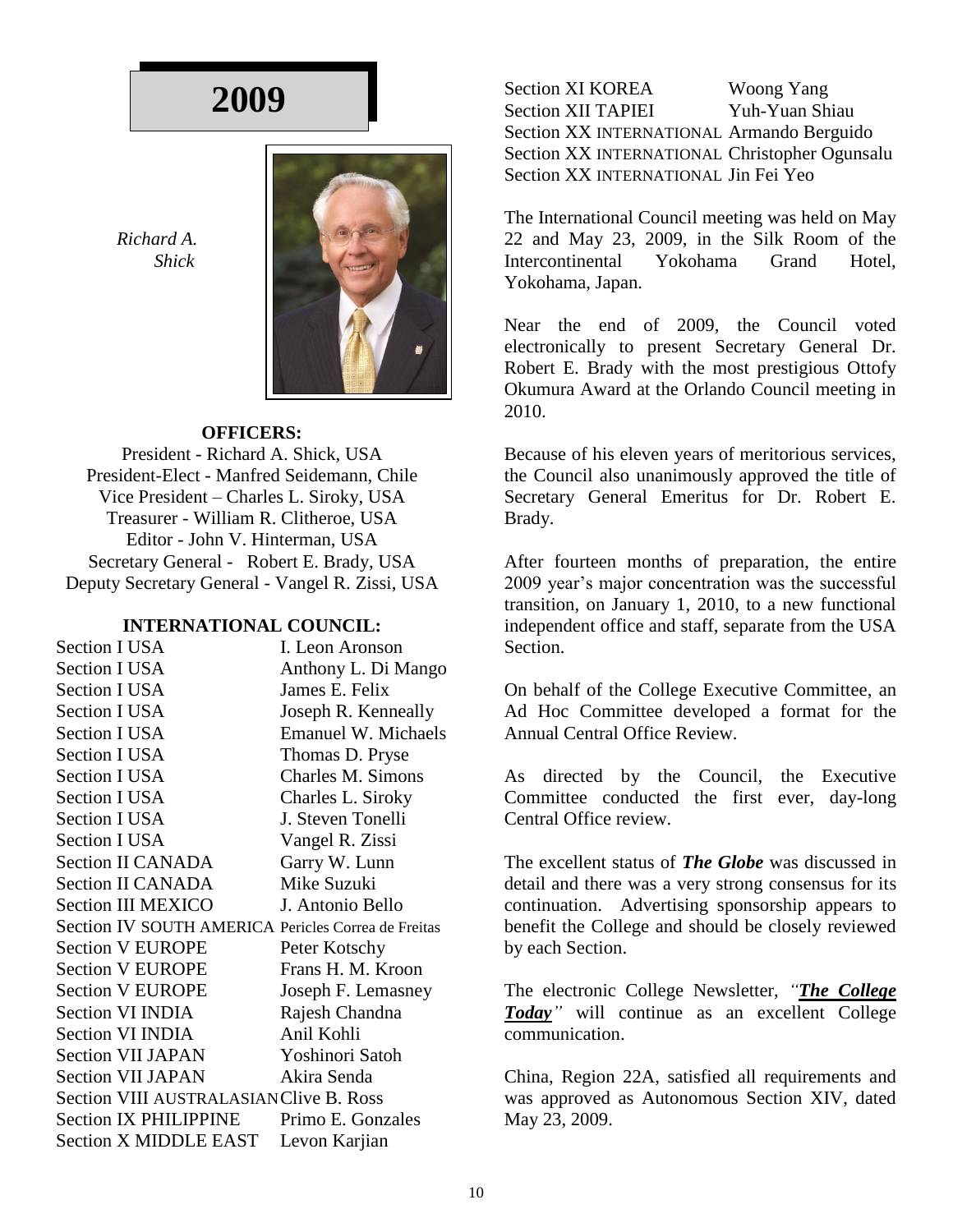# 2009

*Richard A. Shick*

**OFFICERS:**

President - Richard A. Shick, USA
President-Elect - Manfred Seidemann, Chile
Vice President – Charles L. Siroky, USA
Treasurer - William R. Clitheroe, USA
Editor - John V. Hinterman, USA
Secretary General - Robert E. Brady, USA
Deputy Secretary General - Vangel R. Zissi, USA

**INTERNATIONAL COUNCIL:**

| | |
|---|---|
| Section I USA | I. Leon Aronson |
| Section I USA | Anthony L. Di Mango |
| Section I USA | James E. Felix |
| Section I USA | Joseph R. Kenneally |
| Section I USA | Emanuel W. Michaels |
| Section I USA | Thomas D. Pryse |
| Section I USA | Charles M. Simons |
| Section I USA | Charles L. Siroky |
| Section I USA | J. Steven Tonelli |
| Section I USA | Vangel R. Zissi |
| Section II CANADA | Garry W. Lunn |
| Section II CANADA | Mike Suzuki |
| Section III MEXICO | J. Antonio Bello |
| Section IV SOUTH AMERICA | Pericles Correa de Freitas |
| Section V EUROPE | Peter Kotschy |
| Section V EUROPE | Frans H. M. Kroon |
| Section V EUROPE | Joseph F. Lemasney |
| Section VI INDIA | Rajesh Chandna |
| Section VI INDIA | Anil Kohli |
| Section VII JAPAN | Yoshinori Satoh |
| Section VII JAPAN | Akira Senda |
| Section VIII AUSTRALASIAN | Clive B. Ross |
| Section IX PHILIPPINE | Primo E. Gonzales |
| Section X MIDDLE EAST | Levon Karjian |
| Section XI KOREA | Woong Yang |
| Section XII TAPIEI | Yuh-Yuan Shiau |
| Section XX INTERNATIONAL | Armando Berguido |
| Section XX INTERNATIONAL | Christopher Ogunsalu |
| Section XX INTERNATIONAL | Jin Fei Yeo |

The International Council meeting was held on May 22 and May 23, 2009, in the Silk Room of the Intercontinental Yokohama Grand Hotel, Yokohama, Japan.

Near the end of 2009, the Council voted electronically to present Secretary General Dr. Robert E. Brady with the most prestigious Ottofy Okumura Award at the Orlando Council meeting in 2010.

Because of his eleven years of meritorious services, the Council also unanimously approved the title of Secretary General Emeritus for Dr. Robert E. Brady.

After fourteen months of preparation, the entire 2009 year's major concentration was the successful transition, on January 1, 2010, to a new functional independent office and staff, separate from the USA Section.

On behalf of the College Executive Committee, an Ad Hoc Committee developed a format for the Annual Central Office Review.

As directed by the Council, the Executive Committee conducted the first ever, day-long Central Office review.

The excellent status of ***The Globe*** was discussed in detail and there was a very strong consensus for its continuation. Advertising sponsorship appears to benefit the College and should be closely reviewed by each Section.

The electronic College Newsletter, *"**The College Today**"* will continue as an excellent College communication.

China, Region 22A, satisfied all requirements and was approved as Autonomous Section XIV, dated May 23, 2009.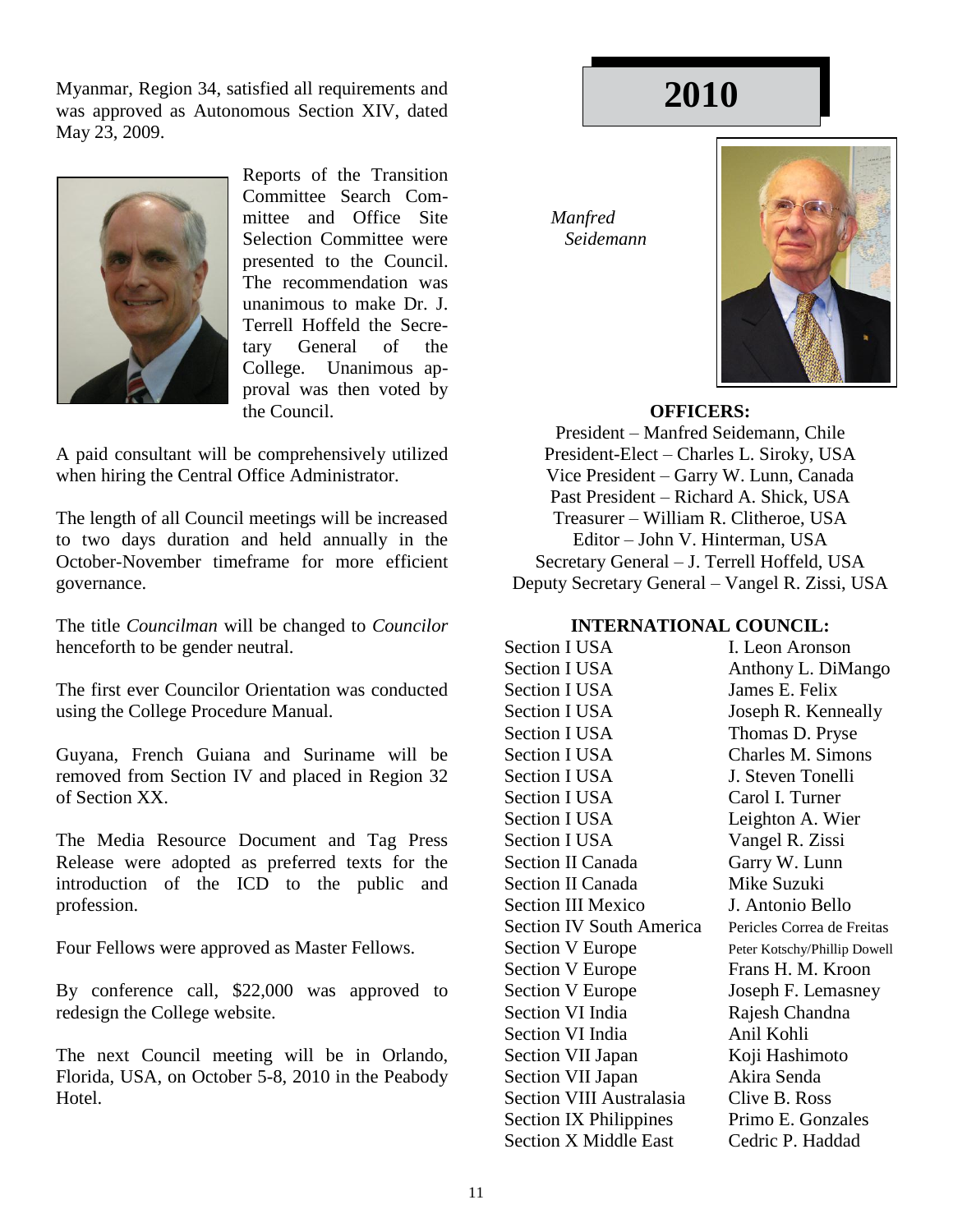Myanmar, Region 34, satisfied all requirements and was approved as Autonomous Section XIV, dated May 23, 2009.

Reports of the Transition Committee Search Committee and Office Site Selection Committee were presented to the Council. The recommendation was unanimous to make Dr. J. Terrell Hoffeld the Secretary General of the College. Unanimous approval was then voted by the Council.

A paid consultant will be comprehensively utilized when hiring the Central Office Administrator.

The length of all Council meetings will be increased to two days duration and held annually in the October-November timeframe for more efficient governance.

The title *Councilman* will be changed to *Councilor* henceforth to be gender neutral.

The first ever Councilor Orientation was conducted using the College Procedure Manual.

Guyana, French Guiana and Suriname will be removed from Section IV and placed in Region 32 of Section XX.

The Media Resource Document and Tag Press Release were adopted as preferred texts for the introduction of the ICD to the public and profession.

Four Fellows were approved as Master Fellows.

By conference call, $22,000 was approved to redesign the College website.

The next Council meeting will be in Orlando, Florida, USA, on October 5-8, 2010 in the Peabody Hotel.

# 2010

*Manfred Seidemann*

**OFFICERS:**

President – Manfred Seidemann, Chile
President-Elect – Charles L. Siroky, USA
Vice President – Garry W. Lunn, Canada
Past President – Richard A. Shick, USA
Treasurer – William R. Clitheroe, USA
Editor – John V. Hinterman, USA
Secretary General – J. Terrell Hoffeld, USA
Deputy Secretary General – Vangel R. Zissi, USA

**INTERNATIONAL COUNCIL:**

| | |
|---|---|
| Section I USA | I. Leon Aronson |
| Section I USA | Anthony L. DiMango |
| Section I USA | James E. Felix |
| Section I USA | Joseph R. Kenneally |
| Section I USA | Thomas D. Pryse |
| Section I USA | Charles M. Simons |
| Section I USA | J. Steven Tonelli |
| Section I USA | Carol I. Turner |
| Section I USA | Leighton A. Wier |
| Section I USA | Vangel R. Zissi |
| Section II Canada | Garry W. Lunn |
| Section II Canada | Mike Suzuki |
| Section III Mexico | J. Antonio Bello |
| Section IV South America | Pericles Correa de Freitas |
| Section V Europe | Peter Kotschy/Phillip Dowell |
| Section V Europe | Frans H. M. Kroon |
| Section V Europe | Joseph F. Lemasney |
| Section VI India | Rajesh Chandna |
| Section VI India | Anil Kohli |
| Section VII Japan | Koji Hashimoto |
| Section VII Japan | Akira Senda |
| Section VIII Australasia | Clive B. Ross |
| Section IX Philippines | Primo E. Gonzales |
| Section X Middle East | Cedric P. Haddad |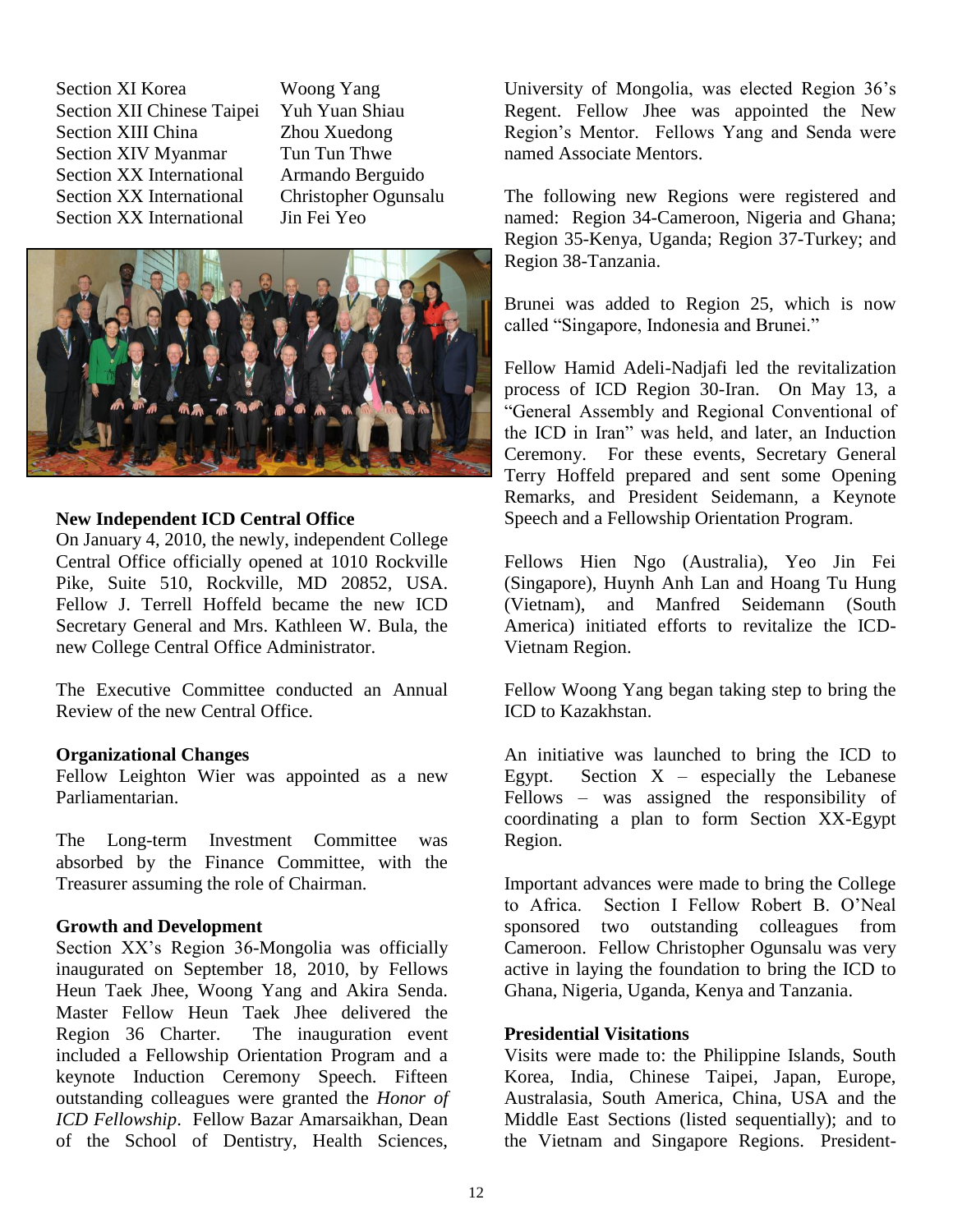| | |
|---|---|
| Section XI Korea | Woong Yang |
| Section XII Chinese Taipei | Yuh Yuan Shiau |
| Section XIII China | Zhou Xuedong |
| Section XIV Myanmar | Tun Tun Thwe |
| Section XX International | Armando Berguido |
| Section XX International | Christopher Ogunsalu |
| Section XX International | Jin Fei Yeo |

## New Independent ICD Central Office

On January 4, 2010, the newly, independent College Central Office officially opened at 1010 Rockville Pike, Suite 510, Rockville, MD 20852, USA. Fellow J. Terrell Hoffeld became the new ICD Secretary General and Mrs. Kathleen W. Bula, the new College Central Office Administrator.

The Executive Committee conducted an Annual Review of the new Central Office.

## Organizational Changes

Fellow Leighton Wier was appointed as a new Parliamentarian.

The Long-term Investment Committee was absorbed by the Finance Committee, with the Treasurer assuming the role of Chairman.

## Growth and Development

Section XX's Region 36-Mongolia was officially inaugurated on September 18, 2010, by Fellows Heun Taek Jhee, Woong Yang and Akira Senda. Master Fellow Heun Taek Jhee delivered the Region 36 Charter. The inauguration event included a Fellowship Orientation Program and a keynote Induction Ceremony Speech. Fifteen outstanding colleagues were granted the *Honor of ICD Fellowship*. Fellow Bazar Amarsaikhan, Dean of the School of Dentistry, Health Sciences, University of Mongolia, was elected Region 36's Regent. Fellow Jhee was appointed the New Region's Mentor. Fellows Yang and Senda were named Associate Mentors.

The following new Regions were registered and named: Region 34-Cameroon, Nigeria and Ghana; Region 35-Kenya, Uganda; Region 37-Turkey; and Region 38-Tanzania.

Brunei was added to Region 25, which is now called "Singapore, Indonesia and Brunei."

Fellow Hamid Adeli-Nadjafi led the revitalization process of ICD Region 30-Iran. On May 13, a "General Assembly and Regional Conventional of the ICD in Iran" was held, and later, an Induction Ceremony. For these events, Secretary General Terry Hoffeld prepared and sent some Opening Remarks, and President Seidemann, a Keynote Speech and a Fellowship Orientation Program.

Fellows Hien Ngo (Australia), Yeo Jin Fei (Singapore), Huynh Anh Lan and Hoang Tu Hung (Vietnam), and Manfred Seidemann (South America) initiated efforts to revitalize the ICD-Vietnam Region.

Fellow Woong Yang began taking step to bring the ICD to Kazakhstan.

An initiative was launched to bring the ICD to Egypt. Section X – especially the Lebanese Fellows – was assigned the responsibility of coordinating a plan to form Section XX-Egypt Region.

Important advances were made to bring the College to Africa. Section I Fellow Robert B. O'Neal sponsored two outstanding colleagues from Cameroon. Fellow Christopher Ogunsalu was very active in laying the foundation to bring the ICD to Ghana, Nigeria, Uganda, Kenya and Tanzania.

## Presidential Visitations

Visits were made to: the Philippine Islands, South Korea, India, Chinese Taipei, Japan, Europe, Australasia, South America, China, USA and the Middle East Sections (listed sequentially); and to the Vietnam and Singapore Regions. President-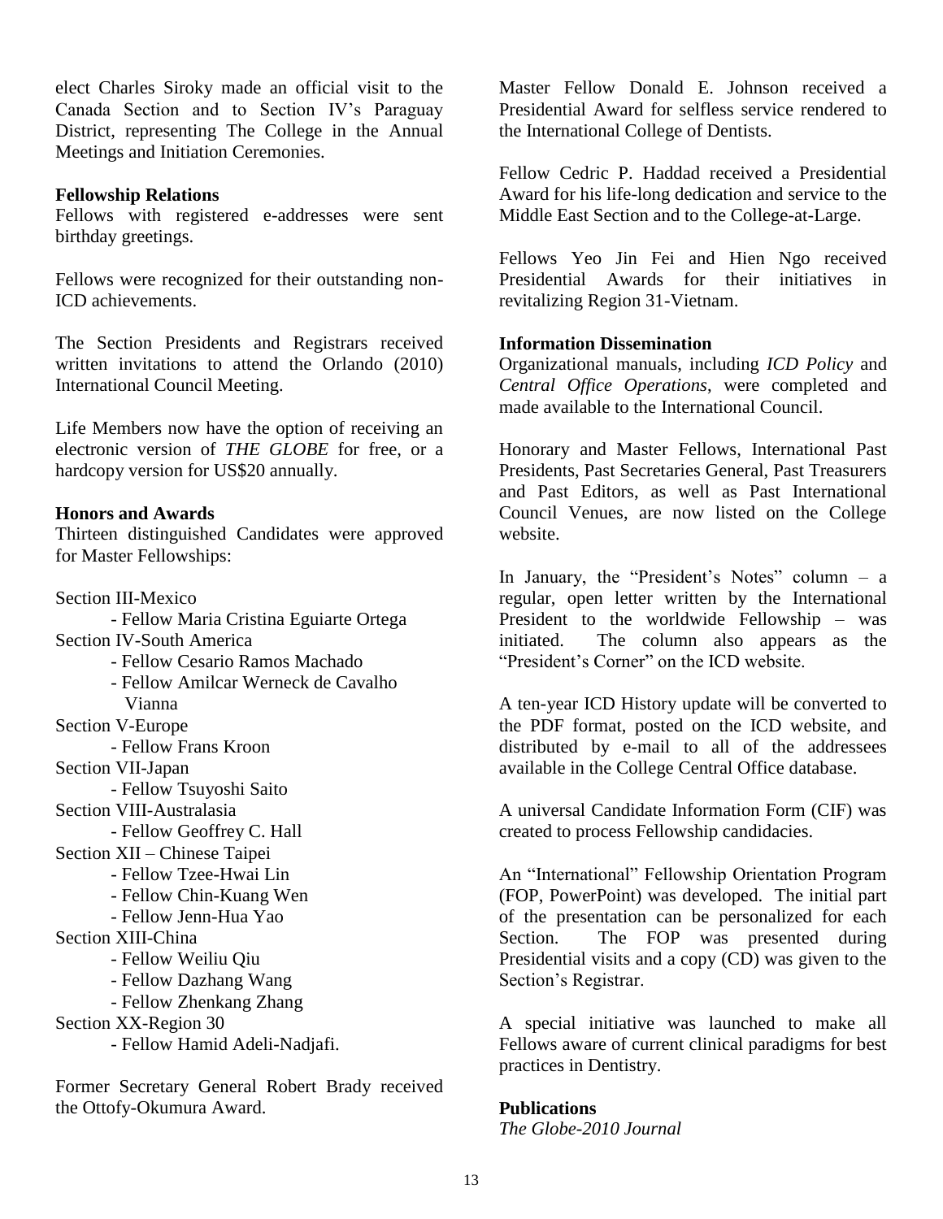elect Charles Siroky made an official visit to the Canada Section and to Section IV's Paraguay District, representing The College in the Annual Meetings and Initiation Ceremonies.

**Fellowship Relations**

Fellows with registered e-addresses were sent birthday greetings.

Fellows were recognized for their outstanding non-ICD achievements.

The Section Presidents and Registrars received written invitations to attend the Orlando (2010) International Council Meeting.

Life Members now have the option of receiving an electronic version of *THE GLOBE* for free, or a hardcopy version for US$20 annually.

**Honors and Awards**

Thirteen distinguished Candidates were approved for Master Fellowships:

Section III-Mexico
- Fellow Maria Cristina Eguiarte Ortega

Section IV-South America
- Fellow Cesario Ramos Machado
- Fellow Amilcar Werneck de Cavalho Vianna

Section V-Europe
- Fellow Frans Kroon

Section VII-Japan
- Fellow Tsuyoshi Saito

Section VIII-Australasia
- Fellow Geoffrey C. Hall

Section XII – Chinese Taipei
- Fellow Tzee-Hwai Lin
- Fellow Chin-Kuang Wen
- Fellow Jenn-Hua Yao

Section XIII-China
- Fellow Weiliu Qiu
- Fellow Dazhang Wang
- Fellow Zhenkang Zhang

Section XX-Region 30
- Fellow Hamid Adeli-Nadjafi.

Former Secretary General Robert Brady received the Ottofy-Okumura Award.

Master Fellow Donald E. Johnson received a Presidential Award for selfless service rendered to the International College of Dentists.

Fellow Cedric P. Haddad received a Presidential Award for his life-long dedication and service to the Middle East Section and to the College-at-Large.

Fellows Yeo Jin Fei and Hien Ngo received Presidential Awards for their initiatives in revitalizing Region 31-Vietnam.

**Information Dissemination**

Organizational manuals, including *ICD Policy* and *Central Office Operations*, were completed and made available to the International Council.

Honorary and Master Fellows, International Past Presidents, Past Secretaries General, Past Treasurers and Past Editors, as well as Past International Council Venues, are now listed on the College website.

In January, the "President's Notes" column – a regular, open letter written by the International President to the worldwide Fellowship – was initiated. The column also appears as the "President's Corner" on the ICD website.

A ten-year ICD History update will be converted to the PDF format, posted on the ICD website, and distributed by e-mail to all of the addressees available in the College Central Office database.

A universal Candidate Information Form (CIF) was created to process Fellowship candidacies.

An "International" Fellowship Orientation Program (FOP, PowerPoint) was developed. The initial part of the presentation can be personalized for each Section. The FOP was presented during Presidential visits and a copy (CD) was given to the Section's Registrar.

A special initiative was launched to make all Fellows aware of current clinical paradigms for best practices in Dentistry.

**Publications**

*The Globe-2010 Journal*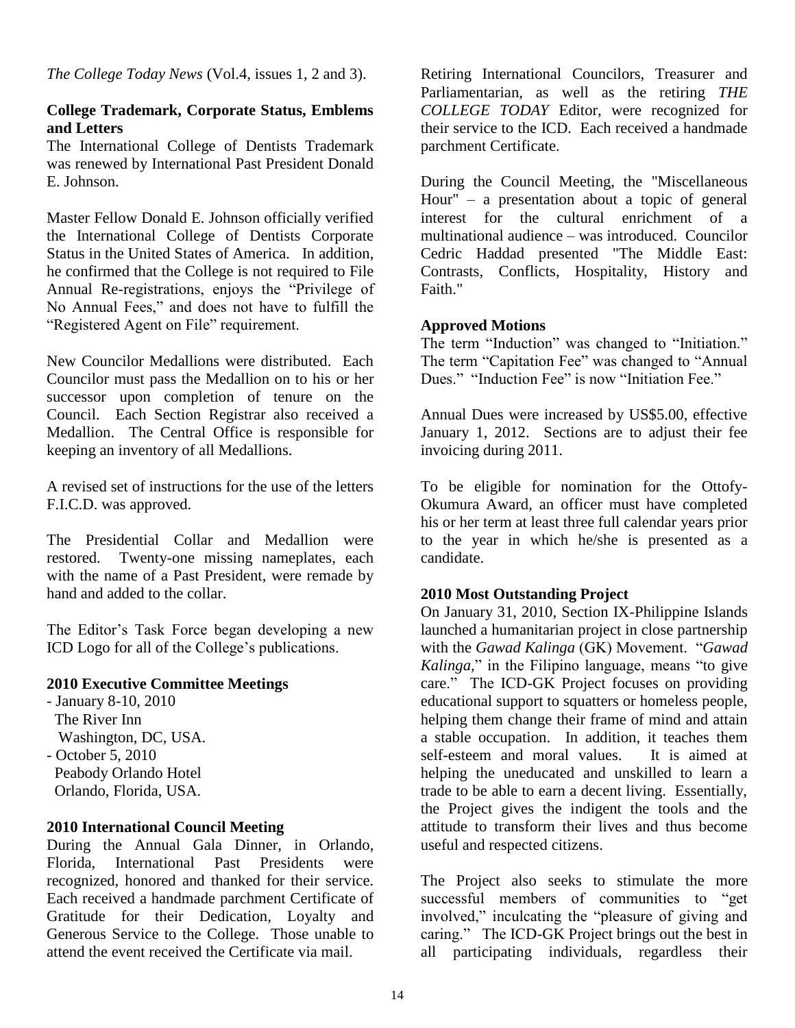*The College Today News* (Vol.4, issues 1, 2 and 3).

### College Trademark, Corporate Status, Emblems and Letters

The International College of Dentists Trademark was renewed by International Past President Donald E. Johnson.

Master Fellow Donald E. Johnson officially verified the International College of Dentists Corporate Status in the United States of America. In addition, he confirmed that the College is not required to File Annual Re-registrations, enjoys the "Privilege of No Annual Fees," and does not have to fulfill the "Registered Agent on File" requirement.

New Councilor Medallions were distributed. Each Councilor must pass the Medallion on to his or her successor upon completion of tenure on the Council. Each Section Registrar also received a Medallion. The Central Office is responsible for keeping an inventory of all Medallions.

A revised set of instructions for the use of the letters F.I.C.D. was approved.

The Presidential Collar and Medallion were restored. Twenty-one missing nameplates, each with the name of a Past President, were remade by hand and added to the collar.

The Editor's Task Force began developing a new ICD Logo for all of the College's publications.

### 2010 Executive Committee Meetings

- January 8-10, 2010
  The River Inn
  Washington, DC, USA.
- October 5, 2010
  Peabody Orlando Hotel
  Orlando, Florida, USA.

### 2010 International Council Meeting

During the Annual Gala Dinner, in Orlando, Florida, International Past Presidents were recognized, honored and thanked for their service. Each received a handmade parchment Certificate of Gratitude for their Dedication, Loyalty and Generous Service to the College. Those unable to attend the event received the Certificate via mail.

Retiring International Councilors, Treasurer and Parliamentarian, as well as the retiring *THE COLLEGE TODAY* Editor, were recognized for their service to the ICD. Each received a handmade parchment Certificate.

During the Council Meeting, the "Miscellaneous Hour" – a presentation about a topic of general interest for the cultural enrichment of a multinational audience – was introduced. Councilor Cedric Haddad presented "The Middle East: Contrasts, Conflicts, Hospitality, History and Faith."

### Approved Motions

The term "Induction" was changed to "Initiation." The term "Capitation Fee" was changed to "Annual Dues." "Induction Fee" is now "Initiation Fee."

Annual Dues were increased by US$5.00, effective January 1, 2012. Sections are to adjust their fee invoicing during 2011.

To be eligible for nomination for the Ottofy-Okumura Award, an officer must have completed his or her term at least three full calendar years prior to the year in which he/she is presented as a candidate.

### 2010 Most Outstanding Project

On January 31, 2010, Section IX-Philippine Islands launched a humanitarian project in close partnership with the *Gawad Kalinga* (GK) Movement. "*Gawad Kalinga*," in the Filipino language, means "to give care." The ICD-GK Project focuses on providing educational support to squatters or homeless people, helping them change their frame of mind and attain a stable occupation. In addition, it teaches them self-esteem and moral values. It is aimed at helping the uneducated and unskilled to learn a trade to be able to earn a decent living. Essentially, the Project gives the indigent the tools and the attitude to transform their lives and thus become useful and respected citizens.

The Project also seeks to stimulate the more successful members of communities to "get involved," inculcating the "pleasure of giving and caring." The ICD-GK Project brings out the best in all participating individuals, regardless their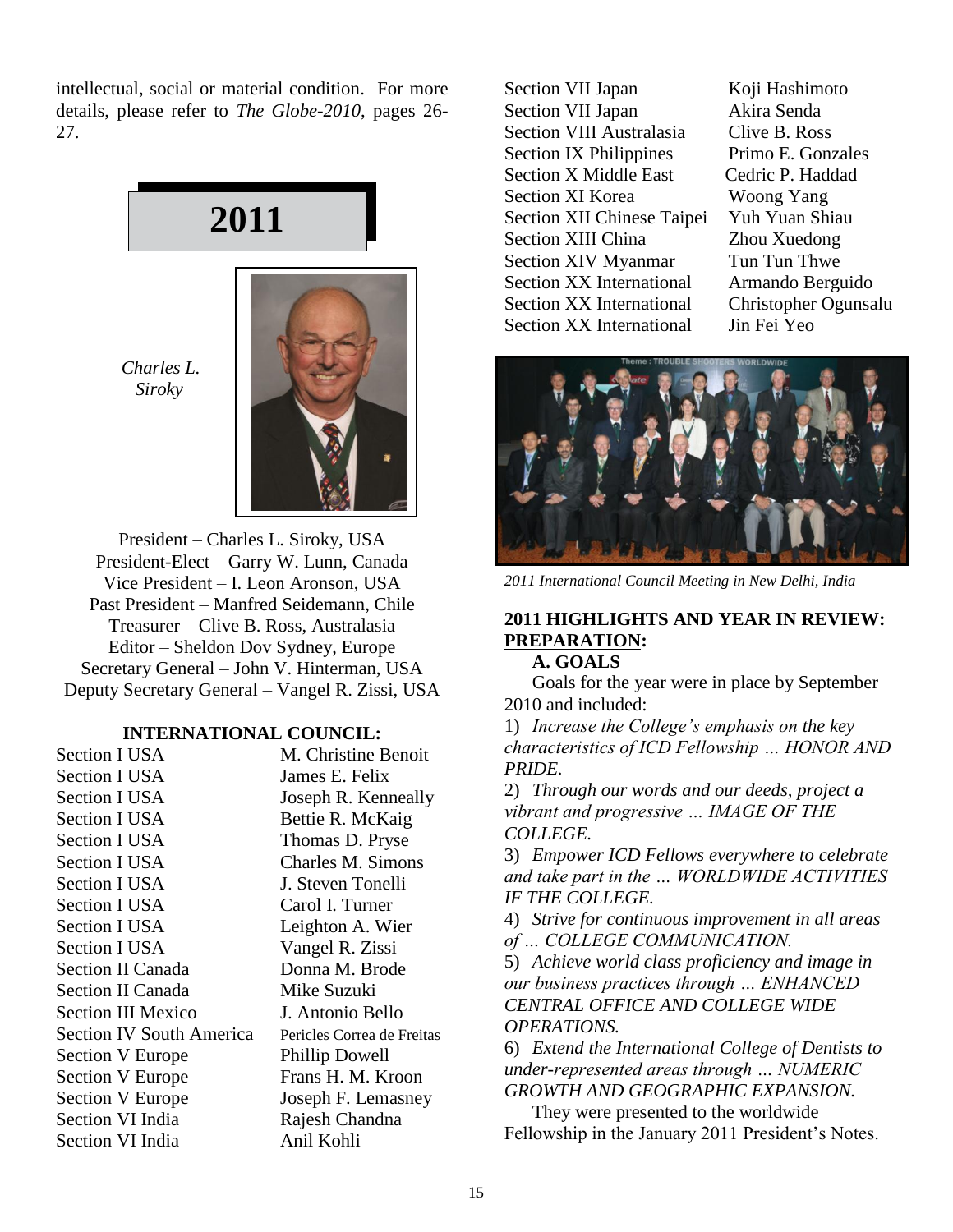intellectual, social or material condition. For more details, please refer to *The Globe-2010*, pages 26-27.

## 2011

*Charles L. Siroky*

President – Charles L. Siroky, USA
President-Elect – Garry W. Lunn, Canada
Vice President – I. Leon Aronson, USA
Past President – Manfred Seidemann, Chile
Treasurer – Clive B. Ross, Australasia
Editor – Sheldon Dov Sydney, Europe
Secretary General – John V. Hinterman, USA
Deputy Secretary General – Vangel R. Zissi, USA

### INTERNATIONAL COUNCIL:

| | |
|---|---|
| Section I USA | M. Christine Benoit |
| Section I USA | James E. Felix |
| Section I USA | Joseph R. Kenneally |
| Section I USA | Bettie R. McKaig |
| Section I USA | Thomas D. Pryse |
| Section I USA | Charles M. Simons |
| Section I USA | J. Steven Tonelli |
| Section I USA | Carol I. Turner |
| Section I USA | Leighton A. Wier |
| Section I USA | Vangel R. Zissi |
| Section II Canada | Donna M. Brode |
| Section II Canada | Mike Suzuki |
| Section III Mexico | J. Antonio Bello |
| Section IV South America | Pericles Correa de Freitas |
| Section V Europe | Phillip Dowell |
| Section V Europe | Frans H. M. Kroon |
| Section V Europe | Joseph F. Lemasney |
| Section VI India | Rajesh Chandna |
| Section VI India | Anil Kohli |
| Section VII Japan | Koji Hashimoto |
| Section VII Japan | Akira Senda |
| Section VIII Australasia | Clive B. Ross |
| Section IX Philippines | Primo E. Gonzales |
| Section X Middle East | Cedric P. Haddad |
| Section XI Korea | Woong Yang |
| Section XII Chinese Taipei | Yuh Yuan Shiau |
| Section XIII China | Zhou Xuedong |
| Section XIV Myanmar | Tun Tun Thwe |
| Section XX International | Armando Berguido |
| Section XX International | Christopher Ogunsalu |
| Section XX International | Jin Fei Yeo |

*2011 International Council Meeting in New Delhi, India*

### 2011 HIGHLIGHTS AND YEAR IN REVIEW: PREPARATION:

**A. GOALS**

Goals for the year were in place by September 2010 and included:

1) *Increase the College's emphasis on the key characteristics of ICD Fellowship … HONOR AND PRIDE.*

2) *Through our words and our deeds, project a vibrant and progressive … IMAGE OF THE COLLEGE.*

3) *Empower ICD Fellows everywhere to celebrate and take part in the … WORLDWIDE ACTIVITIES IF THE COLLEGE.*

4) *Strive for continuous improvement in all areas of … COLLEGE COMMUNICATION.*

5) *Achieve world class proficiency and image in our business practices through … ENHANCED CENTRAL OFFICE AND COLLEGE WIDE OPERATIONS.*

6) *Extend the International College of Dentists to under-represented areas through … NUMERIC GROWTH AND GEOGRAPHIC EXPANSION.*

They were presented to the worldwide Fellowship in the January 2011 President's Notes.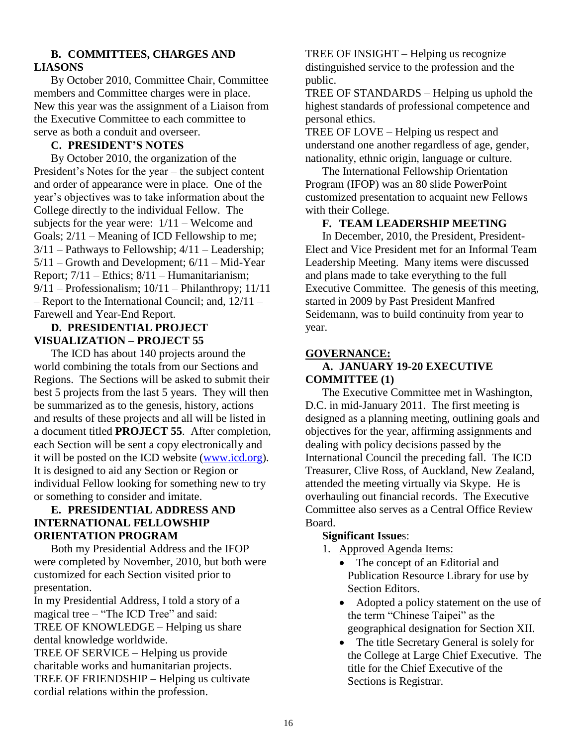### B. COMMITTEES, CHARGES AND LIASONS

By October 2010, Committee Chair, Committee members and Committee charges were in place. New this year was the assignment of a Liaison from the Executive Committee to each committee to serve as both a conduit and overseer.

### C. PRESIDENT'S NOTES

By October 2010, the organization of the President's Notes for the year – the subject content and order of appearance were in place. One of the year's objectives was to take information about the College directly to the individual Fellow. The subjects for the year were: 1/11 – Welcome and Goals; 2/11 – Meaning of ICD Fellowship to me; 3/11 – Pathways to Fellowship; 4/11 – Leadership; 5/11 – Growth and Development; 6/11 – Mid-Year Report; 7/11 – Ethics; 8/11 – Humanitarianism; 9/11 – Professionalism; 10/11 – Philanthropy; 11/11 – Report to the International Council; and, 12/11 – Farewell and Year-End Report.

### D. PRESIDENTIAL PROJECT VISUALIZATION – PROJECT 55

The ICD has about 140 projects around the world combining the totals from our Sections and Regions. The Sections will be asked to submit their best 5 projects from the last 5 years. They will then be summarized as to the genesis, history, actions and results of these projects and all will be listed in a document titled **PROJECT 55**. After completion, each Section will be sent a copy electronically and it will be posted on the ICD website (www.icd.org). It is designed to aid any Section or Region or individual Fellow looking for something new to try or something to consider and imitate.

### E. PRESIDENTIAL ADDRESS AND INTERNATIONAL FELLOWSHIP ORIENTATION PROGRAM

Both my Presidential Address and the IFOP were completed by November, 2010, but both were customized for each Section visited prior to presentation.

In my Presidential Address, I told a story of a magical tree – "The ICD Tree" and said:

TREE OF KNOWLEDGE – Helping us share dental knowledge worldwide.

TREE OF SERVICE – Helping us provide charitable works and humanitarian projects.

TREE OF FRIENDSHIP – Helping us cultivate cordial relations within the profession.

TREE OF INSIGHT – Helping us recognize distinguished service to the profession and the public.

TREE OF STANDARDS – Helping us uphold the highest standards of professional competence and personal ethics.

TREE OF LOVE – Helping us respect and understand one another regardless of age, gender, nationality, ethnic origin, language or culture.

The International Fellowship Orientation Program (IFOP) was an 80 slide PowerPoint customized presentation to acquaint new Fellows with their College.

### F. TEAM LEADERSHIP MEETING

In December, 2010, the President, President-Elect and Vice President met for an Informal Team Leadership Meeting. Many items were discussed and plans made to take everything to the full Executive Committee. The genesis of this meeting, started in 2009 by Past President Manfred Seidemann, was to build continuity from year to year.

## GOVERNANCE:

### A. JANUARY 19-20 EXECUTIVE COMMITTEE (1)

The Executive Committee met in Washington, D.C. in mid-January 2011. The first meeting is designed as a planning meeting, outlining goals and objectives for the year, affirming assignments and dealing with policy decisions passed by the International Council the preceding fall. The ICD Treasurer, Clive Ross, of Auckland, New Zealand, attended the meeting virtually via Skype. He is overhauling out financial records. The Executive Committee also serves as a Central Office Review Board.

**Significant Issue**s:

1. Approved Agenda Items:
   - The concept of an Editorial and Publication Resource Library for use by Section Editors.
   - Adopted a policy statement on the use of the term "Chinese Taipei" as the geographical designation for Section XII.
   - The title Secretary General is solely for the College at Large Chief Executive. The title for the Chief Executive of the Sections is Registrar.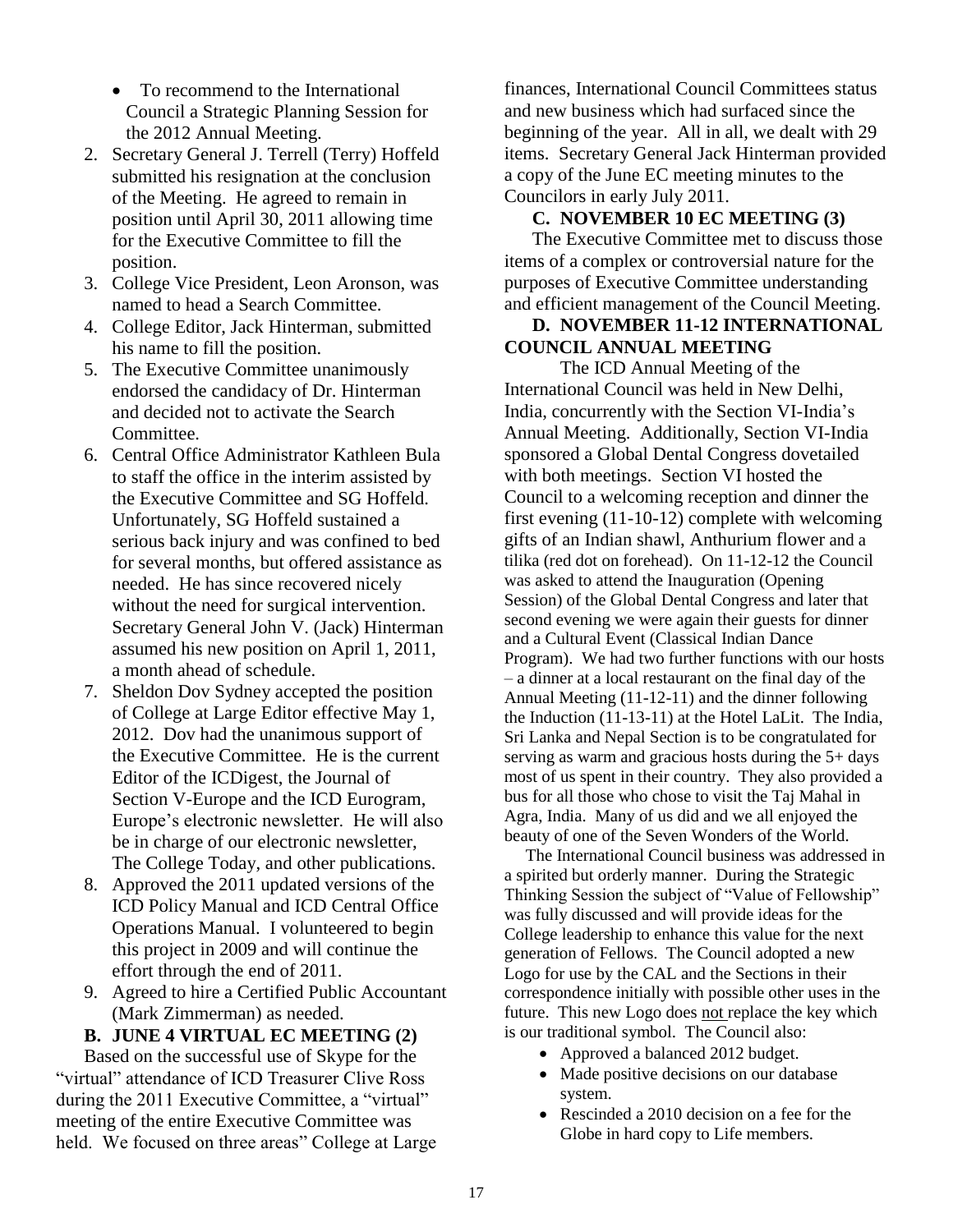- To recommend to the International Council a Strategic Planning Session for the 2012 Annual Meeting.

2. Secretary General J. Terrell (Terry) Hoffeld submitted his resignation at the conclusion of the Meeting. He agreed to remain in position until April 30, 2011 allowing time for the Executive Committee to fill the position.
3. College Vice President, Leon Aronson, was named to head a Search Committee.
4. College Editor, Jack Hinterman, submitted his name to fill the position.
5. The Executive Committee unanimously endorsed the candidacy of Dr. Hinterman and decided not to activate the Search Committee.
6. Central Office Administrator Kathleen Bula to staff the office in the interim assisted by the Executive Committee and SG Hoffeld. Unfortunately, SG Hoffeld sustained a serious back injury and was confined to bed for several months, but offered assistance as needed. He has since recovered nicely without the need for surgical intervention. Secretary General John V. (Jack) Hinterman assumed his new position on April 1, 2011, a month ahead of schedule.
7. Sheldon Dov Sydney accepted the position of College at Large Editor effective May 1, 2012. Dov had the unanimous support of the Executive Committee. He is the current Editor of the ICDigest, the Journal of Section V-Europe and the ICD Eurogram, Europe's electronic newsletter. He will also be in charge of our electronic newsletter, The College Today, and other publications.
8. Approved the 2011 updated versions of the ICD Policy Manual and ICD Central Office Operations Manual. I volunteered to begin this project in 2009 and will continue the effort through the end of 2011.
9. Agreed to hire a Certified Public Accountant (Mark Zimmerman) as needed.

**B. JUNE 4 VIRTUAL EC MEETING (2)**

Based on the successful use of Skype for the "virtual" attendance of ICD Treasurer Clive Ross during the 2011 Executive Committee, a "virtual" meeting of the entire Executive Committee was held. We focused on three areas" College at Large finances, International Council Committees status and new business which had surfaced since the beginning of the year. All in all, we dealt with 29 items. Secretary General Jack Hinterman provided a copy of the June EC meeting minutes to the Councilors in early July 2011.

**C. NOVEMBER 10 EC MEETING (3)**

The Executive Committee met to discuss those items of a complex or controversial nature for the purposes of Executive Committee understanding and efficient management of the Council Meeting.

**D. NOVEMBER 11-12 INTERNATIONAL COUNCIL ANNUAL MEETING**

The ICD Annual Meeting of the International Council was held in New Delhi, India, concurrently with the Section VI-India's Annual Meeting. Additionally, Section VI-India sponsored a Global Dental Congress dovetailed with both meetings. Section VI hosted the Council to a welcoming reception and dinner the first evening (11-10-12) complete with welcoming gifts of an Indian shawl, Anthurium flower and a tilika (red dot on forehead). On 11-12-12 the Council was asked to attend the Inauguration (Opening Session) of the Global Dental Congress and later that second evening we were again their guests for dinner and a Cultural Event (Classical Indian Dance Program). We had two further functions with our hosts – a dinner at a local restaurant on the final day of the Annual Meeting (11-12-11) and the dinner following the Induction (11-13-11) at the Hotel LaLit. The India, Sri Lanka and Nepal Section is to be congratulated for serving as warm and gracious hosts during the 5+ days most of us spent in their country. They also provided a bus for all those who chose to visit the Taj Mahal in Agra, India. Many of us did and we all enjoyed the beauty of one of the Seven Wonders of the World.

The International Council business was addressed in a spirited but orderly manner. During the Strategic Thinking Session the subject of "Value of Fellowship" was fully discussed and will provide ideas for the College leadership to enhance this value for the next generation of Fellows. The Council adopted a new Logo for use by the CAL and the Sections in their correspondence initially with possible other uses in the future. This new Logo does not replace the key which is our traditional symbol. The Council also:

- Approved a balanced 2012 budget.
- Made positive decisions on our database system.
- Rescinded a 2010 decision on a fee for the Globe in hard copy to Life members.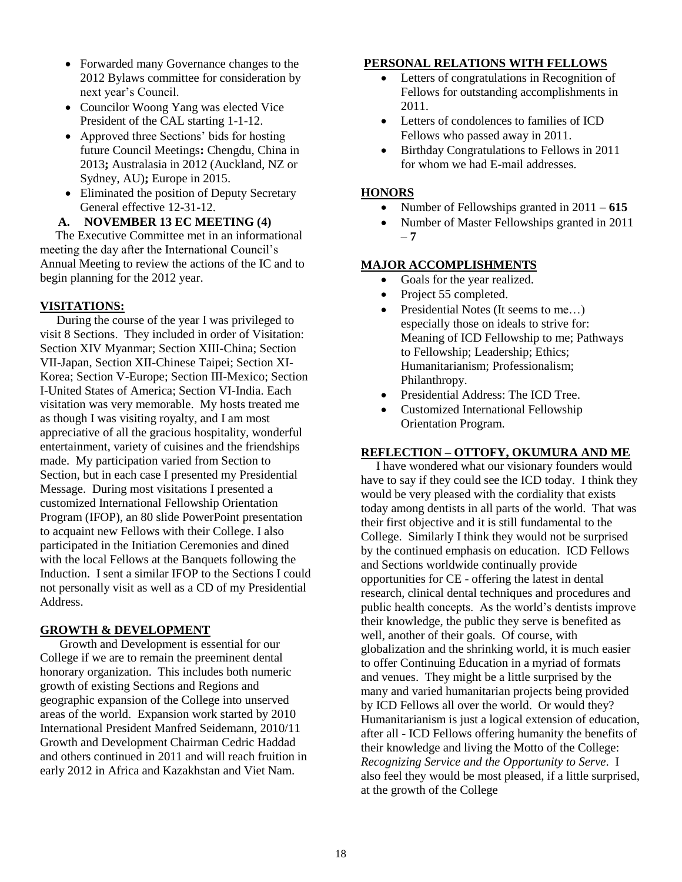- Forwarded many Governance changes to the 2012 Bylaws committee for consideration by next year's Council.
- Councilor Woong Yang was elected Vice President of the CAL starting 1-1-12.
- Approved three Sections' bids for hosting future Council Meetings**:** Chengdu, China in 2013**;** Australasia in 2012 (Auckland, NZ or Sydney, AU)**;** Europe in 2015.
- Eliminated the position of Deputy Secretary General effective 12-31-12.

### A. NOVEMBER 13 EC MEETING (4)

The Executive Committee met in an informational meeting the day after the International Council's Annual Meeting to review the actions of the IC and to begin planning for the 2012 year.

## VISITATIONS:

During the course of the year I was privileged to visit 8 Sections. They included in order of Visitation: Section XIV Myanmar; Section XIII-China; Section VII-Japan, Section XII-Chinese Taipei; Section XI-Korea; Section V-Europe; Section III-Mexico; Section I-United States of America; Section VI-India. Each visitation was very memorable. My hosts treated me as though I was visiting royalty, and I am most appreciative of all the gracious hospitality, wonderful entertainment, variety of cuisines and the friendships made. My participation varied from Section to Section, but in each case I presented my Presidential Message. During most visitations I presented a customized International Fellowship Orientation Program (IFOP), an 80 slide PowerPoint presentation to acquaint new Fellows with their College. I also participated in the Initiation Ceremonies and dined with the local Fellows at the Banquets following the Induction. I sent a similar IFOP to the Sections I could not personally visit as well as a CD of my Presidential Address.

## GROWTH & DEVELOPMENT

Growth and Development is essential for our College if we are to remain the preeminent dental honorary organization. This includes both numeric growth of existing Sections and Regions and geographic expansion of the College into unserved areas of the world. Expansion work started by 2010 International President Manfred Seidemann, 2010/11 Growth and Development Chairman Cedric Haddad and others continued in 2011 and will reach fruition in early 2012 in Africa and Kazakhstan and Viet Nam.

## PERSONAL RELATIONS WITH FELLOWS

- Letters of congratulations in Recognition of Fellows for outstanding accomplishments in 2011.
- Letters of condolences to families of ICD Fellows who passed away in 2011.
- Birthday Congratulations to Fellows in 2011 for whom we had E-mail addresses.

## HONORS

- Number of Fellowships granted in 2011 – **615**
- Number of Master Fellowships granted in 2011 – **7**

## MAJOR ACCOMPLISHMENTS

- Goals for the year realized.
- Project 55 completed.
- Presidential Notes (It seems to me…) especially those on ideals to strive for: Meaning of ICD Fellowship to me; Pathways to Fellowship; Leadership; Ethics; Humanitarianism; Professionalism; Philanthropy.
- Presidential Address: The ICD Tree.
- Customized International Fellowship Orientation Program.

## REFLECTION – OTTOFY, OKUMURA AND ME

I have wondered what our visionary founders would have to say if they could see the ICD today. I think they would be very pleased with the cordiality that exists today among dentists in all parts of the world. That was their first objective and it is still fundamental to the College. Similarly I think they would not be surprised by the continued emphasis on education. ICD Fellows and Sections worldwide continually provide opportunities for CE - offering the latest in dental research, clinical dental techniques and procedures and public health concepts. As the world's dentists improve their knowledge, the public they serve is benefited as well, another of their goals. Of course, with globalization and the shrinking world, it is much easier to offer Continuing Education in a myriad of formats and venues. They might be a little surprised by the many and varied humanitarian projects being provided by ICD Fellows all over the world. Or would they? Humanitarianism is just a logical extension of education, after all - ICD Fellows offering humanity the benefits of their knowledge and living the Motto of the College: *Recognizing Service and the Opportunity to Serve*. I also feel they would be most pleased, if a little surprised, at the growth of the College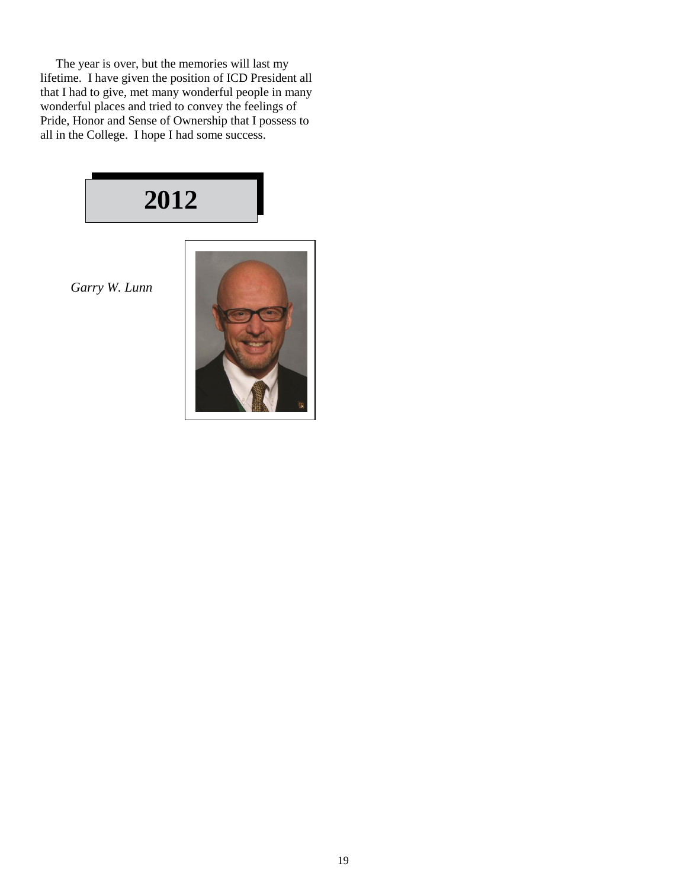The year is over, but the memories will last my lifetime. I have given the position of ICD President all that I had to give, met many wonderful people in many wonderful places and tried to convey the feelings of Pride, Honor and Sense of Ownership that I possess to all in the College. I hope I had some success.

## 2012

*Garry W. Lunn*